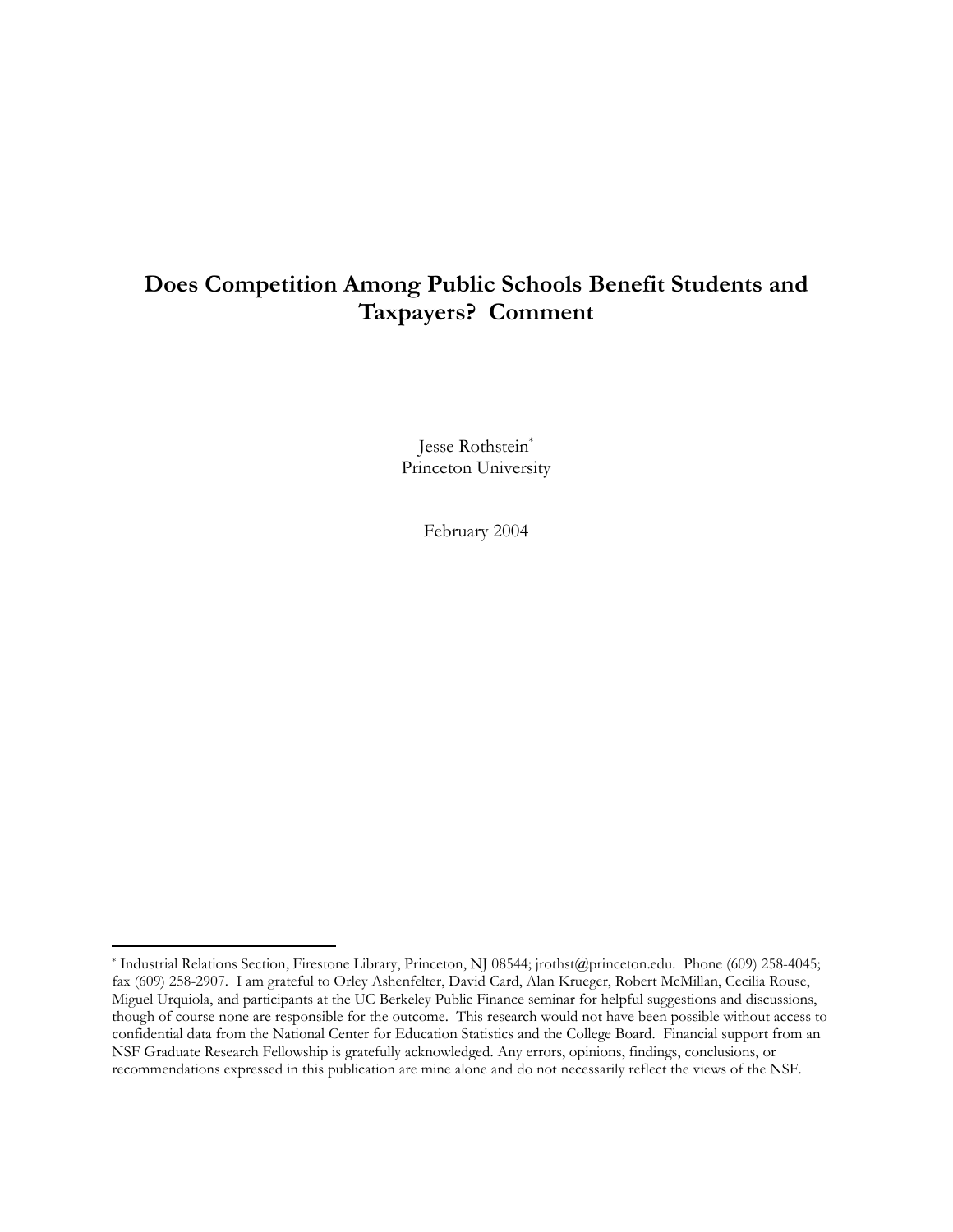# Does Competition Among Public Schools Benefit Students and Taxpayers? Comment

Jesse Rothstein[*]
Princeton University

February 2004

---

[*] Industrial Relations Section, Firestone Library, Princeton, NJ 08544; jrothst@princeton.edu. Phone (609) 258-4045; fax (609) 258-2907. I am grateful to Orley Ashenfelter, David Card, Alan Krueger, Robert McMillan, Cecilia Rouse, Miguel Urquiola, and participants at the UC Berkeley Public Finance seminar for helpful suggestions and discussions, though of course none are responsible for the outcome. This research would not have been possible without access to confidential data from the National Center for Education Statistics and the College Board. Financial support from an NSF Graduate Research Fellowship is gratefully acknowledged. Any errors, opinions, findings, conclusions, or recommendations expressed in this publication are mine alone and do not necessarily reflect the views of the NSF.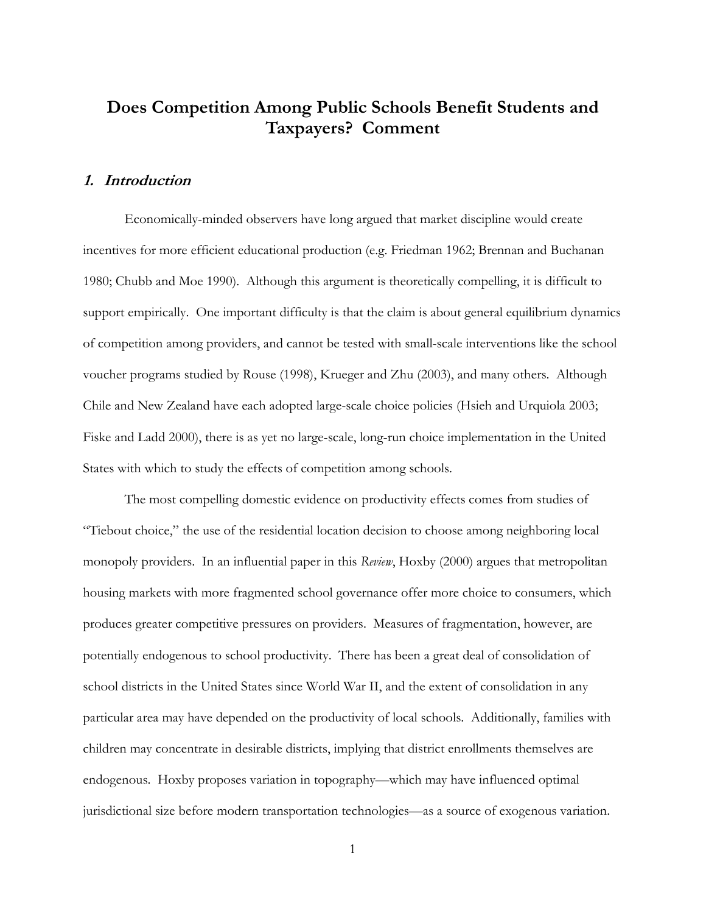# Does Competition Among Public Schools Benefit Students and Taxpayers? Comment

## *1. Introduction*

Economically-minded observers have long argued that market discipline would create incentives for more efficient educational production (e.g. Friedman 1962; Brennan and Buchanan 1980; Chubb and Moe 1990). Although this argument is theoretically compelling, it is difficult to support empirically. One important difficulty is that the claim is about general equilibrium dynamics of competition among providers, and cannot be tested with small-scale interventions like the school voucher programs studied by Rouse (1998), Krueger and Zhu (2003), and many others. Although Chile and New Zealand have each adopted large-scale choice policies (Hsieh and Urquiola 2003; Fiske and Ladd 2000), there is as yet no large-scale, long-run choice implementation in the United States with which to study the effects of competition among schools.

The most compelling domestic evidence on productivity effects comes from studies of "Tiebout choice," the use of the residential location decision to choose among neighboring local monopoly providers. In an influential paper in this *Review*, Hoxby (2000) argues that metropolitan housing markets with more fragmented school governance offer more choice to consumers, which produces greater competitive pressures on providers. Measures of fragmentation, however, are potentially endogenous to school productivity. There has been a great deal of consolidation of school districts in the United States since World War II, and the extent of consolidation in any particular area may have depended on the productivity of local schools. Additionally, families with children may concentrate in desirable districts, implying that district enrollments themselves are endogenous. Hoxby proposes variation in topography—which may have influenced optimal jurisdictional size before modern transportation technologies—as a source of exogenous variation.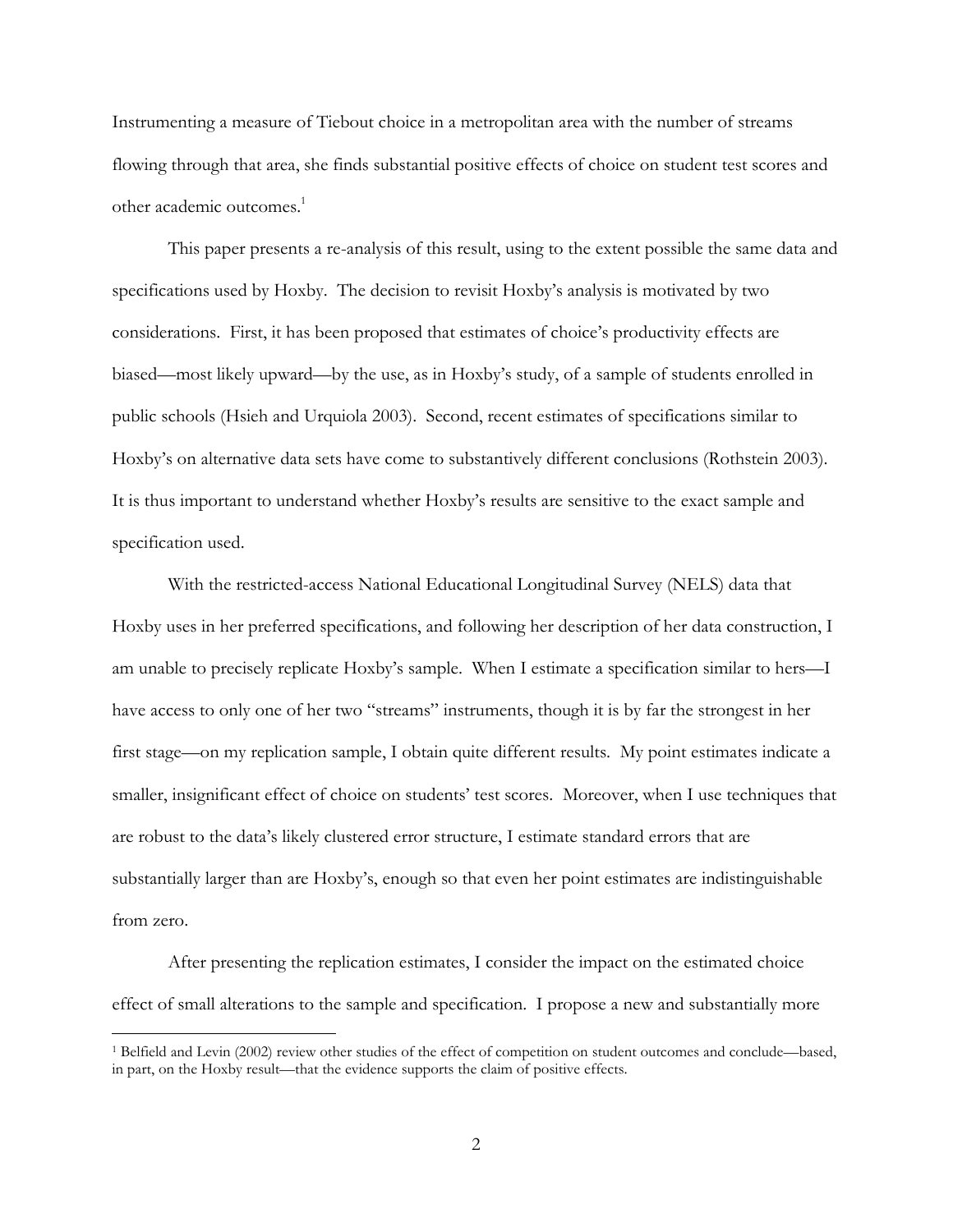Instrumenting a measure of Tiebout choice in a metropolitan area with the number of streams flowing through that area, she finds substantial positive effects of choice on student test scores and other academic outcomes.[1]

This paper presents a re-analysis of this result, using to the extent possible the same data and specifications used by Hoxby. The decision to revisit Hoxby's analysis is motivated by two considerations. First, it has been proposed that estimates of choice's productivity effects are biased—most likely upward—by the use, as in Hoxby's study, of a sample of students enrolled in public schools (Hsieh and Urquiola 2003). Second, recent estimates of specifications similar to Hoxby's on alternative data sets have come to substantively different conclusions (Rothstein 2003). It is thus important to understand whether Hoxby's results are sensitive to the exact sample and specification used.

With the restricted-access National Educational Longitudinal Survey (NELS) data that Hoxby uses in her preferred specifications, and following her description of her data construction, I am unable to precisely replicate Hoxby's sample. When I estimate a specification similar to hers—I have access to only one of her two "streams" instruments, though it is by far the strongest in her first stage—on my replication sample, I obtain quite different results. My point estimates indicate a smaller, insignificant effect of choice on students' test scores. Moreover, when I use techniques that are robust to the data's likely clustered error structure, I estimate standard errors that are substantially larger than are Hoxby's, enough so that even her point estimates are indistinguishable from zero.

After presenting the replication estimates, I consider the impact on the estimated choice effect of small alterations to the sample and specification. I propose a new and substantially more

[1] Belfield and Levin (2002) review other studies of the effect of competition on student outcomes and conclude—based, in part, on the Hoxby result—that the evidence supports the claim of positive effects.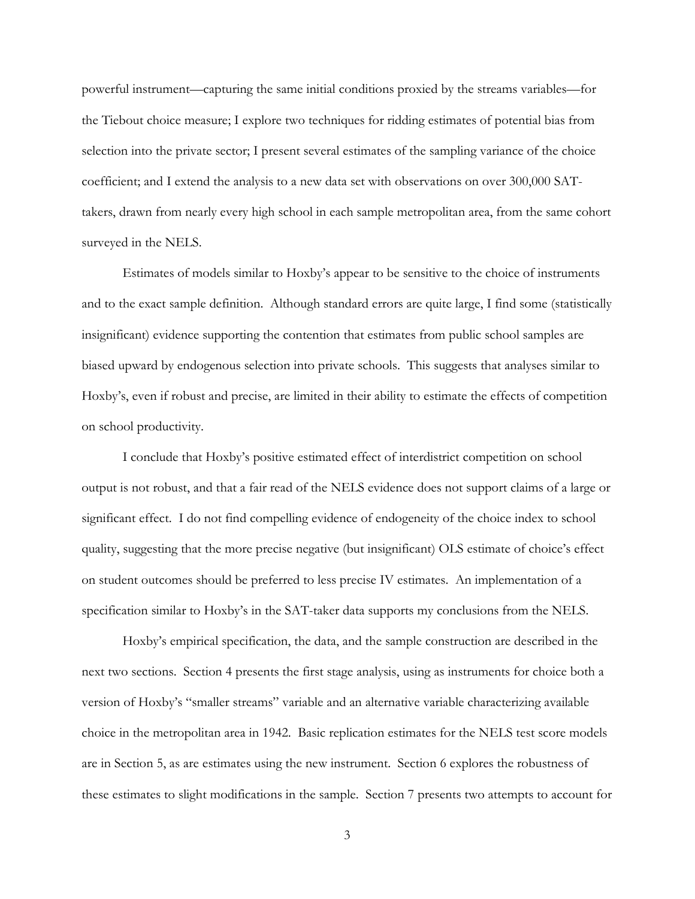powerful instrument—capturing the same initial conditions proxied by the streams variables—for the Tiebout choice measure; I explore two techniques for ridding estimates of potential bias from selection into the private sector; I present several estimates of the sampling variance of the choice coefficient; and I extend the analysis to a new data set with observations on over 300,000 SAT-takers, drawn from nearly every high school in each sample metropolitan area, from the same cohort surveyed in the NELS.

Estimates of models similar to Hoxby's appear to be sensitive to the choice of instruments and to the exact sample definition. Although standard errors are quite large, I find some (statistically insignificant) evidence supporting the contention that estimates from public school samples are biased upward by endogenous selection into private schools. This suggests that analyses similar to Hoxby's, even if robust and precise, are limited in their ability to estimate the effects of competition on school productivity.

I conclude that Hoxby's positive estimated effect of interdistrict competition on school output is not robust, and that a fair read of the NELS evidence does not support claims of a large or significant effect. I do not find compelling evidence of endogeneity of the choice index to school quality, suggesting that the more precise negative (but insignificant) OLS estimate of choice's effect on student outcomes should be preferred to less precise IV estimates. An implementation of a specification similar to Hoxby's in the SAT-taker data supports my conclusions from the NELS.

Hoxby's empirical specification, the data, and the sample construction are described in the next two sections. Section 4 presents the first stage analysis, using as instruments for choice both a version of Hoxby's "smaller streams" variable and an alternative variable characterizing available choice in the metropolitan area in 1942. Basic replication estimates for the NELS test score models are in Section 5, as are estimates using the new instrument. Section 6 explores the robustness of these estimates to slight modifications in the sample. Section 7 presents two attempts to account for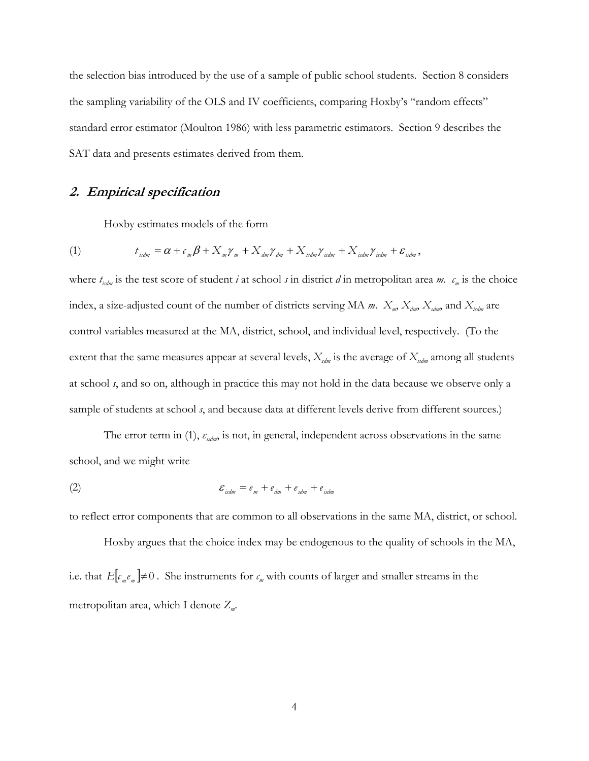the selection bias introduced by the use of a sample of public school students. Section 8 considers the sampling variability of the OLS and IV coefficients, comparing Hoxby's "random effects" standard error estimator (Moulton 1986) with less parametric estimators. Section 9 describes the SAT data and presents estimates derived from them.

## 2. *Empirical specification*

Hoxby estimates models of the form

$$t_{isdm} = \alpha + c_m \beta + X_m \gamma_m + X_{dm} \gamma_{dm} + X_{isdm} \gamma_{isdm} + X_{isdm} \gamma_{isdm} + \varepsilon_{isdm}, \tag{1}$$

where $t_{isdm}$ is the test score of student *i* at school *s* in district *d* in metropolitan area *m*. $c_m$ is the choice index, a size-adjusted count of the number of districts serving MA *m*. $X_m$, $X_{dm}$, $X_{sdm}$, and $X_{isdm}$ are control variables measured at the MA, district, school, and individual level, respectively. (To the extent that the same measures appear at several levels, $X_{sdm}$ is the average of $X_{isdm}$ among all students at school *s*, and so on, although in practice this may not hold in the data because we observe only a sample of students at school *s*, and because data at different levels derive from different sources.)

The error term in (1), $\varepsilon_{isdm}$, is not, in general, independent across observations in the same school, and we might write

$$\varepsilon_{isdm} = e_m + e_{dm} + e_{sdm} + e_{isdm} \tag{2}$$

to reflect error components that are common to all observations in the same MA, district, or school.

Hoxby argues that the choice index may be endogenous to the quality of schools in the MA, i.e. that $E[c_m e_m] \neq 0$. She instruments for $c_m$ with counts of larger and smaller streams in the metropolitan area, which I denote $Z_m$.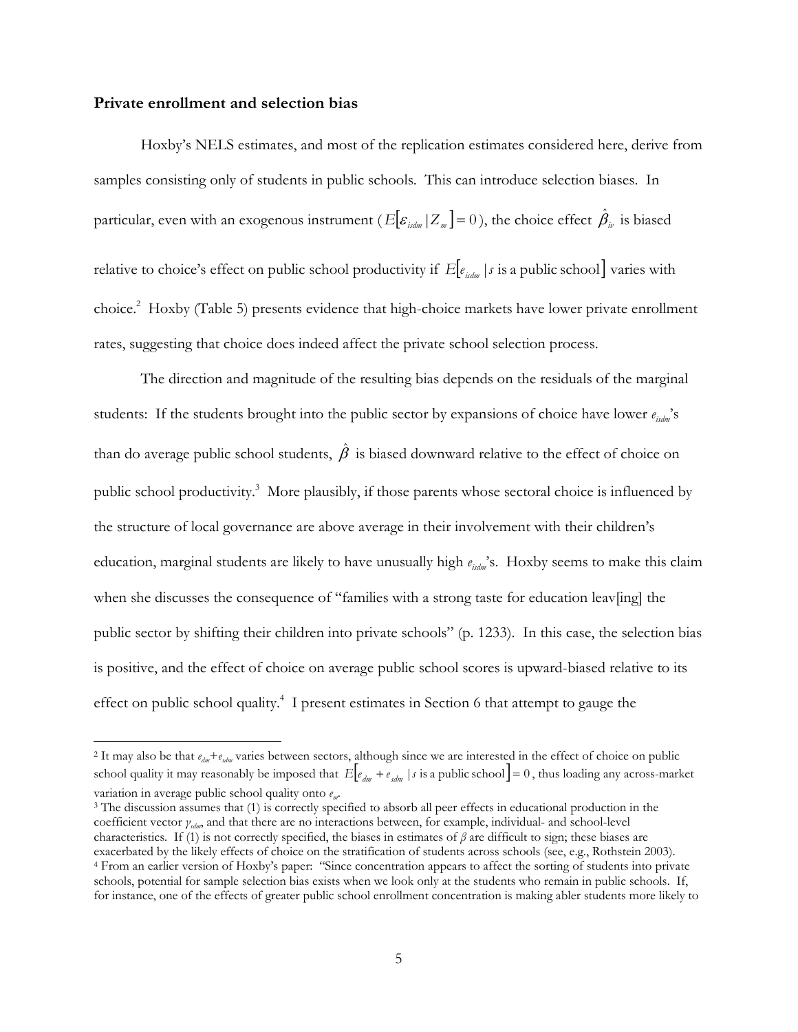**Private enrollment and selection bias**

Hoxby's NELS estimates, and most of the replication estimates considered here, derive from samples consisting only of students in public schools. This can introduce selection biases. In particular, even with an exogenous instrument ($E[\varepsilon_{isdm} | Z_m] = 0$), the choice effect $\hat{\beta}_{iv}$ is biased relative to choice's effect on public school productivity if $E[e_{isdm} | s \text{ is a public school}]$ varies with choice.[2] Hoxby (Table 5) presents evidence that high-choice markets have lower private enrollment rates, suggesting that choice does indeed affect the private school selection process.

The direction and magnitude of the resulting bias depends on the residuals of the marginal students: If the students brought into the public sector by expansions of choice have lower $e_{isdm}$'s than do average public school students, $\hat{\beta}$ is biased downward relative to the effect of choice on public school productivity.[3] More plausibly, if those parents whose sectoral choice is influenced by the structure of local governance are above average in their involvement with their children's education, marginal students are likely to have unusually high $e_{isdm}$'s. Hoxby seems to make this claim when she discusses the consequence of "families with a strong taste for education leav[ing] the public sector by shifting their children into private schools" (p. 1233). In this case, the selection bias is positive, and the effect of choice on average public school scores is upward-biased relative to its effect on public school quality.[4] I present estimates in Section 6 that attempt to gauge the

---

[2] It may also be that $e_{dm}+e_{sdm}$ varies between sectors, although since we are interested in the effect of choice on public school quality it may reasonably be imposed that $E[e_{dm} + e_{sdm} | s \text{ is a public school}] = 0$, thus loading any across-market variation in average public school quality onto $e_m$.

[3] The discussion assumes that (1) is correctly specified to absorb all peer effects in educational production in the coefficient vector $\gamma_{isdm}$, and that there are no interactions between, for example, individual- and school-level characteristics. If (1) is not correctly specified, the biases in estimates of $\beta$ are difficult to sign; these biases are exacerbated by the likely effects of choice on the stratification of students across schools (see, e.g., Rothstein 2003).

[4] From an earlier version of Hoxby's paper: "Since concentration appears to affect the sorting of students into private schools, potential for sample selection bias exists when we look only at the students who remain in public schools. If, for instance, one of the effects of greater public school enrollment concentration is making abler students more likely to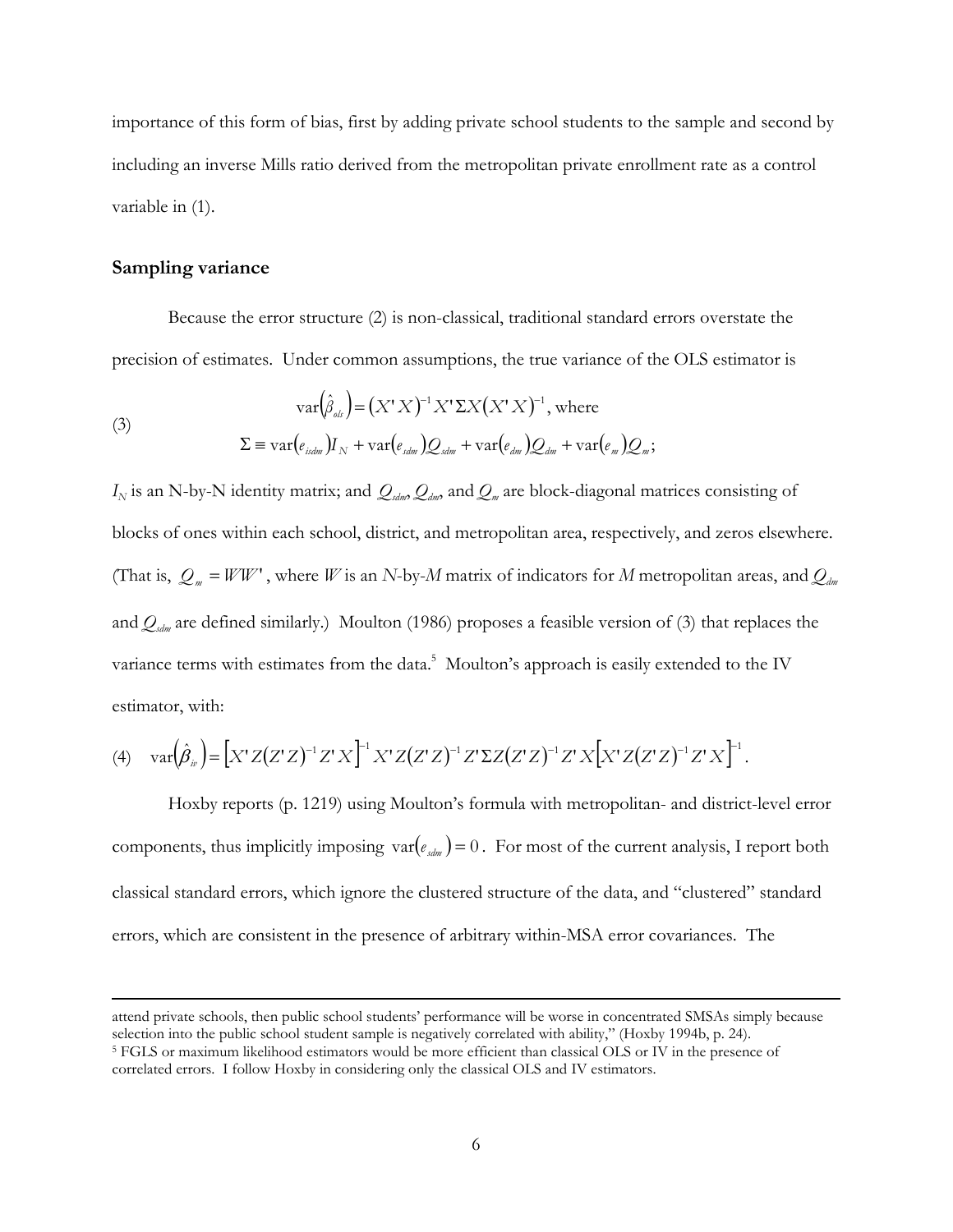importance of this form of bias, first by adding private school students to the sample and second by including an inverse Mills ratio derived from the metropolitan private enrollment rate as a control variable in (1).

## Sampling variance

Because the error structure (2) is non-classical, traditional standard errors overstate the precision of estimates. Under common assumptions, the true variance of the OLS estimator is

$$
(3) \qquad \begin{gathered} \operatorname{var}\left(\hat{\beta}_{ols}\right) = \left(X'X\right)^{-1} X' \Sigma X \left(X'X\right)^{-1}, \text{ where} \\ \Sigma \equiv \operatorname{var}\left(e_{isdm}\right) I_N + \operatorname{var}\left(e_{sdm}\right) Q_{sdm} + \operatorname{var}\left(e_{dm}\right) Q_{dm} + \operatorname{var}\left(e_m\right) Q_m; \end{gathered}
$$

$I_N$ is an N-by-N identity matrix; and $Q_{sdm}$, $Q_{dm}$, and $Q_m$ are block-diagonal matrices consisting of blocks of ones within each school, district, and metropolitan area, respectively, and zeros elsewhere. (That is, $Q_m = WW'$, where $W$ is an $N$-by-$M$ matrix of indicators for $M$ metropolitan areas, and $Q_{dm}$ and $Q_{sdm}$ are defined similarly.) Moulton (1986) proposes a feasible version of (3) that replaces the variance terms with estimates from the data.[5] Moulton's approach is easily extended to the IV estimator, with:

$$
(4) \quad \operatorname{var}\left(\hat{\beta}_{iv}\right) = \left[X'Z(Z'Z)^{-1}Z'X\right]^{-1} X'Z(Z'Z)^{-1}Z'\Sigma Z(Z'Z)^{-1}Z'X\left[X'Z(Z'Z)^{-1}Z'X\right]^{-1}.
$$

Hoxby reports (p. 1219) using Moulton's formula with metropolitan- and district-level error components, thus implicitly imposing $\operatorname{var}\left(e_{sdm}\right) = 0$. For most of the current analysis, I report both classical standard errors, which ignore the clustered structure of the data, and "clustered" standard errors, which are consistent in the presence of arbitrary within-MSA error covariances. The

---

attend private schools, then public school students' performance will be worse in concentrated SMSAs simply because selection into the public school student sample is negatively correlated with ability," (Hoxby 1994b, p. 24).

[5] FGLS or maximum likelihood estimators would be more efficient than classical OLS or IV in the presence of correlated errors. I follow Hoxby in considering only the classical OLS and IV estimators.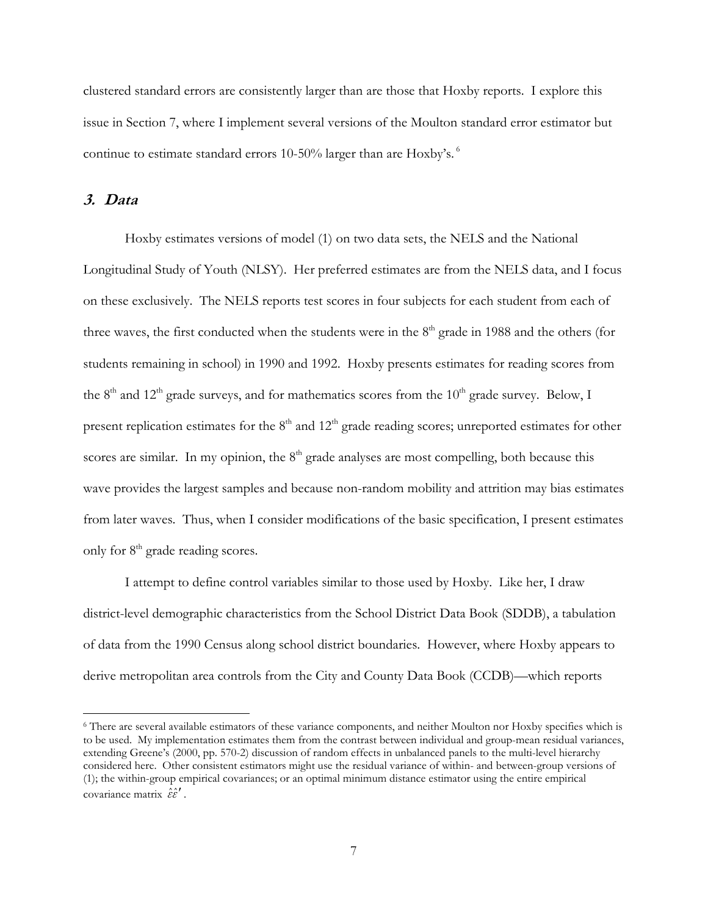clustered standard errors are consistently larger than are those that Hoxby reports. I explore this issue in Section 7, where I implement several versions of the Moulton standard error estimator but continue to estimate standard errors 10-50% larger than are Hoxby's.[6]

## *3. Data*

Hoxby estimates versions of model (1) on two data sets, the NELS and the National Longitudinal Study of Youth (NLSY). Her preferred estimates are from the NELS data, and I focus on these exclusively. The NELS reports test scores in four subjects for each student from each of three waves, the first conducted when the students were in the 8th grade in 1988 and the others (for students remaining in school) in 1990 and 1992. Hoxby presents estimates for reading scores from the 8th and 12th grade surveys, and for mathematics scores from the 10th grade survey. Below, I present replication estimates for the 8th and 12th grade reading scores; unreported estimates for other scores are similar. In my opinion, the 8th grade analyses are most compelling, both because this wave provides the largest samples and because non-random mobility and attrition may bias estimates from later waves. Thus, when I consider modifications of the basic specification, I present estimates only for 8th grade reading scores.

I attempt to define control variables similar to those used by Hoxby. Like her, I draw district-level demographic characteristics from the School District Data Book (SDDB), a tabulation of data from the 1990 Census along school district boundaries. However, where Hoxby appears to derive metropolitan area controls from the City and County Data Book (CCDB)—which reports

---

[6] There are several available estimators of these variance components, and neither Moulton nor Hoxby specifies which is to be used. My implementation estimates them from the contrast between individual and group-mean residual variances, extending Greene's (2000, pp. 570-2) discussion of random effects in unbalanced panels to the multi-level hierarchy considered here. Other consistent estimators might use the residual variance of within- and between-group versions of (1); the within-group empirical covariances; or an optimal minimum distance estimator using the entire empirical covariance matrix $\hat{\varepsilon}\hat{\varepsilon}'$.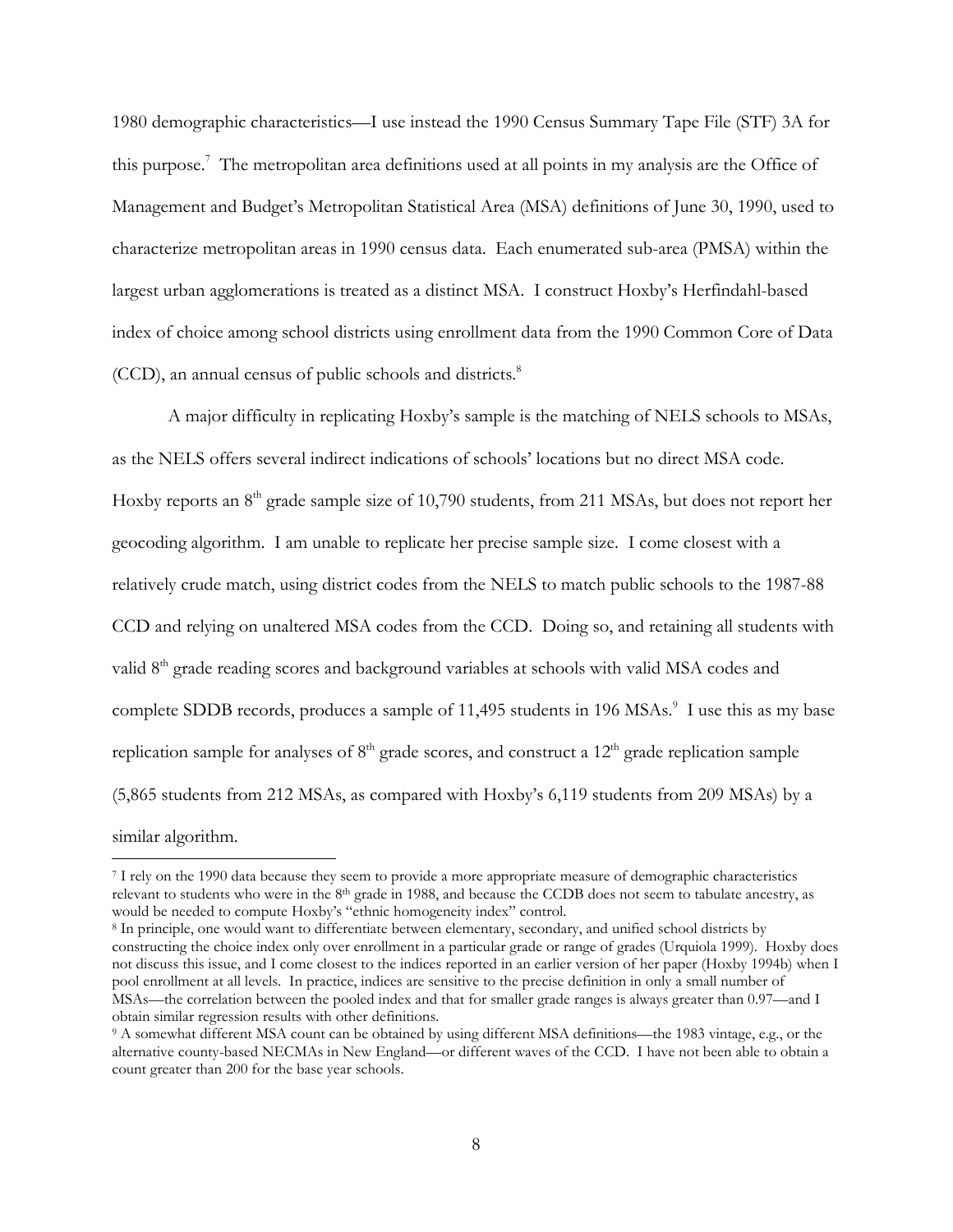1980 demographic characteristics—I use instead the 1990 Census Summary Tape File (STF) 3A for this purpose.[7] The metropolitan area definitions used at all points in my analysis are the Office of Management and Budget's Metropolitan Statistical Area (MSA) definitions of June 30, 1990, used to characterize metropolitan areas in 1990 census data. Each enumerated sub-area (PMSA) within the largest urban agglomerations is treated as a distinct MSA. I construct Hoxby's Herfindahl-based index of choice among school districts using enrollment data from the 1990 Common Core of Data (CCD), an annual census of public schools and districts.[8]

A major difficulty in replicating Hoxby's sample is the matching of NELS schools to MSAs, as the NELS offers several indirect indications of schools' locations but no direct MSA code. Hoxby reports an 8th grade sample size of 10,790 students, from 211 MSAs, but does not report her geocoding algorithm. I am unable to replicate her precise sample size. I come closest with a relatively crude match, using district codes from the NELS to match public schools to the 1987-88 CCD and relying on unaltered MSA codes from the CCD. Doing so, and retaining all students with valid 8th grade reading scores and background variables at schools with valid MSA codes and complete SDDB records, produces a sample of 11,495 students in 196 MSAs.[9] I use this as my base replication sample for analyses of 8th grade scores, and construct a 12th grade replication sample (5,865 students from 212 MSAs, as compared with Hoxby's 6,119 students from 209 MSAs) by a similar algorithm.

---

[7] I rely on the 1990 data because they seem to provide a more appropriate measure of demographic characteristics relevant to students who were in the 8th grade in 1988, and because the CCDB does not seem to tabulate ancestry, as would be needed to compute Hoxby's "ethnic homogeneity index" control.

[8] In principle, one would want to differentiate between elementary, secondary, and unified school districts by constructing the choice index only over enrollment in a particular grade or range of grades (Urquiola 1999). Hoxby does not discuss this issue, and I come closest to the indices reported in an earlier version of her paper (Hoxby 1994b) when I pool enrollment at all levels. In practice, indices are sensitive to the precise definition in only a small number of MSAs—the correlation between the pooled index and that for smaller grade ranges is always greater than 0.97—and I obtain similar regression results with other definitions.

[9] A somewhat different MSA count can be obtained by using different MSA definitions—the 1983 vintage, e.g., or the alternative county-based NECMAs in New England—or different waves of the CCD. I have not been able to obtain a count greater than 200 for the base year schools.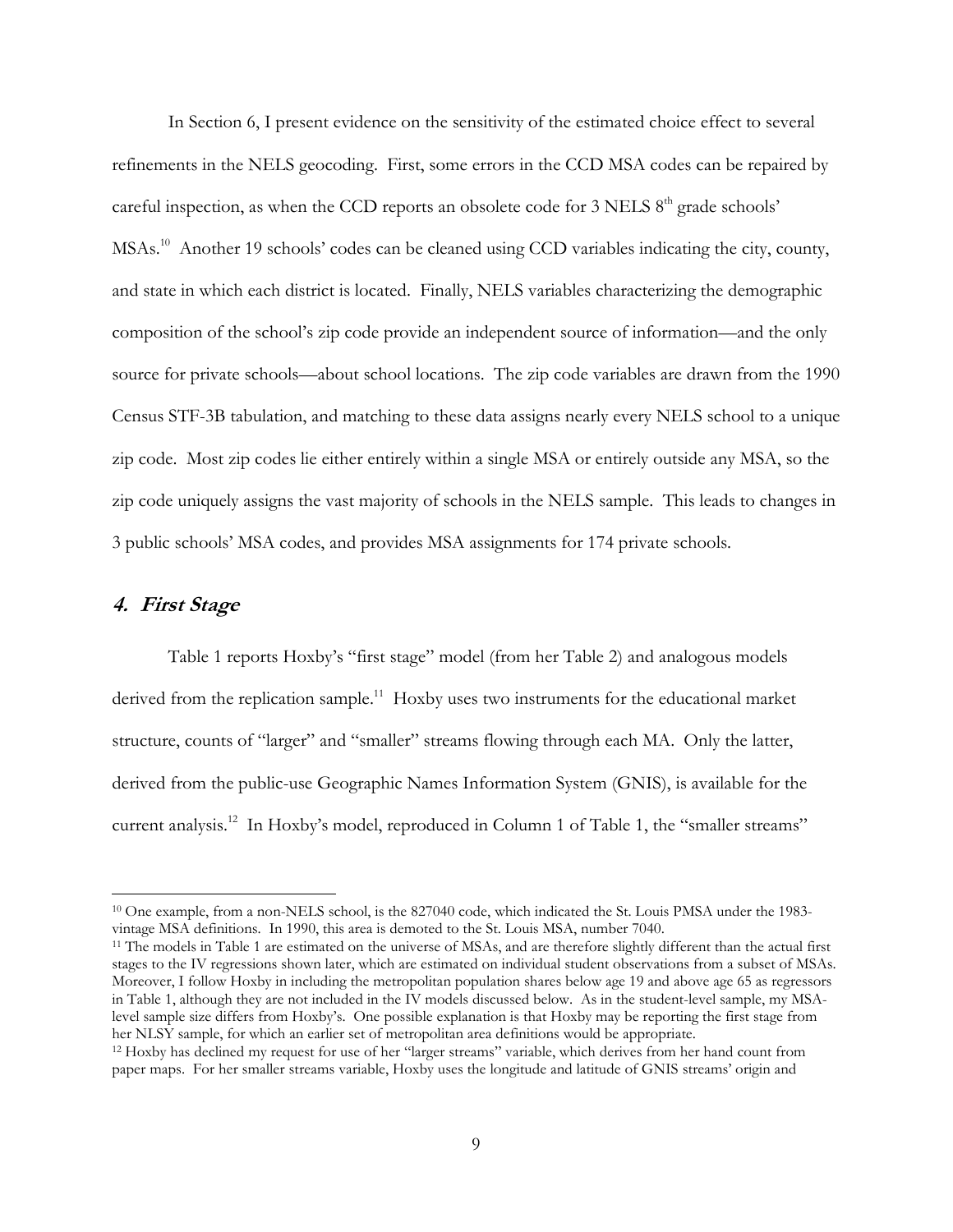In Section 6, I present evidence on the sensitivity of the estimated choice effect to several refinements in the NELS geocoding. First, some errors in the CCD MSA codes can be repaired by careful inspection, as when the CCD reports an obsolete code for 3 NELS $8^{th}$ grade schools' MSAs.[10] Another 19 schools' codes can be cleaned using CCD variables indicating the city, county, and state in which each district is located. Finally, NELS variables characterizing the demographic composition of the school's zip code provide an independent source of information—and the only source for private schools—about school locations. The zip code variables are drawn from the 1990 Census STF-3B tabulation, and matching to these data assigns nearly every NELS school to a unique zip code. Most zip codes lie either entirely within a single MSA or entirely outside any MSA, so the zip code uniquely assigns the vast majority of schools in the NELS sample. This leads to changes in 3 public schools' MSA codes, and provides MSA assignments for 174 private schools.

## *4. First Stage*

Table 1 reports Hoxby's "first stage" model (from her Table 2) and analogous models derived from the replication sample.[11] Hoxby uses two instruments for the educational market structure, counts of "larger" and "smaller" streams flowing through each MA. Only the latter, derived from the public-use Geographic Names Information System (GNIS), is available for the current analysis.[12] In Hoxby's model, reproduced in Column 1 of Table 1, the "smaller streams"

---

[10] One example, from a non-NELS school, is the 827040 code, which indicated the St. Louis PMSA under the 1983-vintage MSA definitions. In 1990, this area is demoted to the St. Louis MSA, number 7040.

[11] The models in Table 1 are estimated on the universe of MSAs, and are therefore slightly different than the actual first stages to the IV regressions shown later, which are estimated on individual student observations from a subset of MSAs. Moreover, I follow Hoxby in including the metropolitan population shares below age 19 and above age 65 as regressors in Table 1, although they are not included in the IV models discussed below. As in the student-level sample, my MSA-level sample size differs from Hoxby's. One possible explanation is that Hoxby may be reporting the first stage from her NLSY sample, for which an earlier set of metropolitan area definitions would be appropriate.

[12] Hoxby has declined my request for use of her "larger streams" variable, which derives from her hand count from paper maps. For her smaller streams variable, Hoxby uses the longitude and latitude of GNIS streams' origin and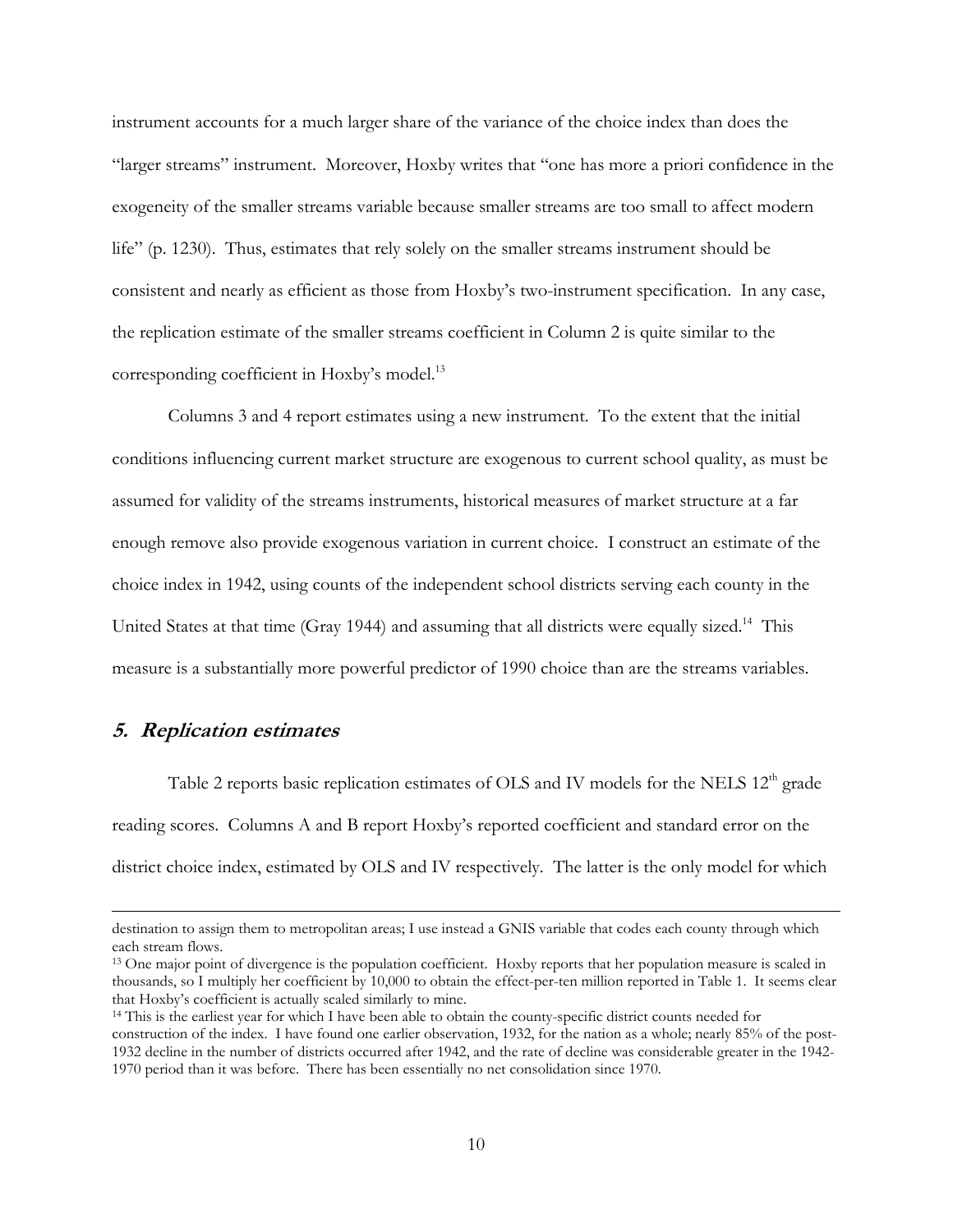instrument accounts for a much larger share of the variance of the choice index than does the "larger streams" instrument. Moreover, Hoxby writes that "one has more a priori confidence in the exogeneity of the smaller streams variable because smaller streams are too small to affect modern life" (p. 1230). Thus, estimates that rely solely on the smaller streams instrument should be consistent and nearly as efficient as those from Hoxby's two-instrument specification. In any case, the replication estimate of the smaller streams coefficient in Column 2 is quite similar to the corresponding coefficient in Hoxby's model.[13]

Columns 3 and 4 report estimates using a new instrument. To the extent that the initial conditions influencing current market structure are exogenous to current school quality, as must be assumed for validity of the streams instruments, historical measures of market structure at a far enough remove also provide exogenous variation in current choice. I construct an estimate of the choice index in 1942, using counts of the independent school districts serving each county in the United States at that time (Gray 1944) and assuming that all districts were equally sized.[14] This measure is a substantially more powerful predictor of 1990 choice than are the streams variables.

## *5. Replication estimates*

Table 2 reports basic replication estimates of OLS and IV models for the NELS 12th grade reading scores. Columns A and B report Hoxby's reported coefficient and standard error on the district choice index, estimated by OLS and IV respectively. The latter is the only model for which

---

destination to assign them to metropolitan areas; I use instead a GNIS variable that codes each county through which each stream flows.

[13] One major point of divergence is the population coefficient. Hoxby reports that her population measure is scaled in thousands, so I multiply her coefficient by 10,000 to obtain the effect-per-ten million reported in Table 1. It seems clear that Hoxby's coefficient is actually scaled similarly to mine.

[14] This is the earliest year for which I have been able to obtain the county-specific district counts needed for construction of the index. I have found one earlier observation, 1932, for the nation as a whole; nearly 85% of the post-1932 decline in the number of districts occurred after 1942, and the rate of decline was considerable greater in the 1942-1970 period than it was before. There has been essentially no net consolidation since 1970.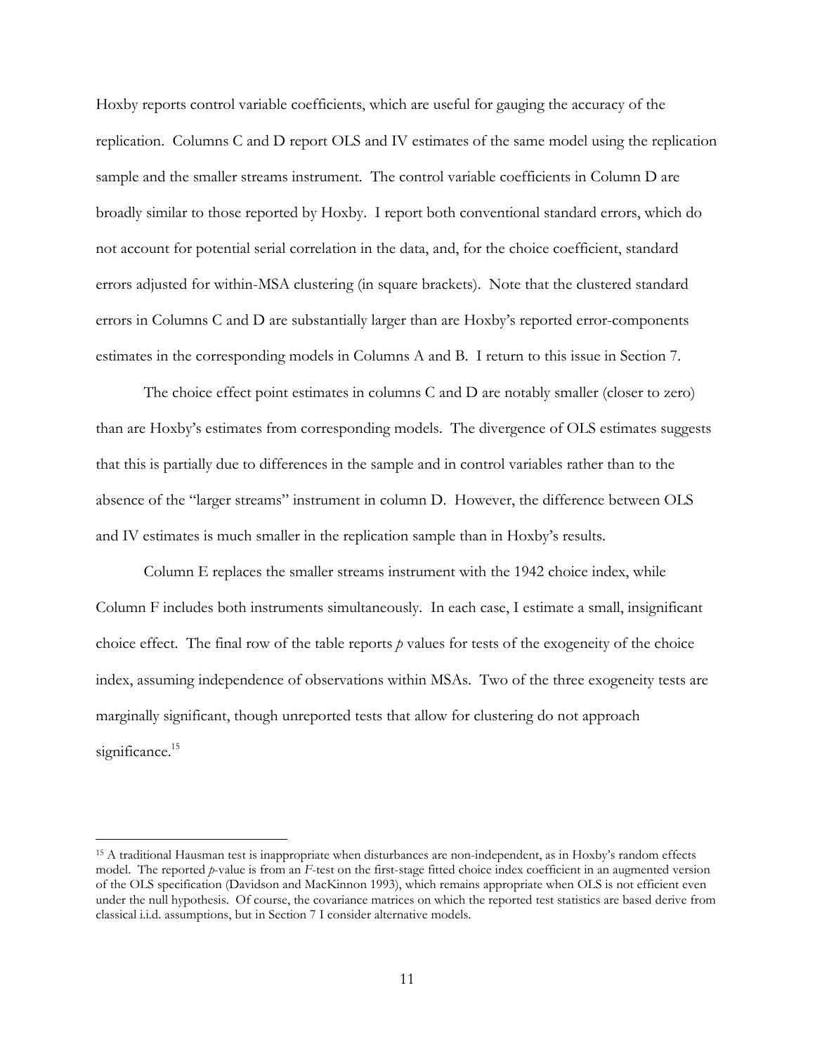Hoxby reports control variable coefficients, which are useful for gauging the accuracy of the replication. Columns C and D report OLS and IV estimates of the same model using the replication sample and the smaller streams instrument. The control variable coefficients in Column D are broadly similar to those reported by Hoxby. I report both conventional standard errors, which do not account for potential serial correlation in the data, and, for the choice coefficient, standard errors adjusted for within-MSA clustering (in square brackets). Note that the clustered standard errors in Columns C and D are substantially larger than are Hoxby's reported error-components estimates in the corresponding models in Columns A and B. I return to this issue in Section 7.

The choice effect point estimates in columns C and D are notably smaller (closer to zero) than are Hoxby's estimates from corresponding models. The divergence of OLS estimates suggests that this is partially due to differences in the sample and in control variables rather than to the absence of the "larger streams" instrument in column D. However, the difference between OLS and IV estimates is much smaller in the replication sample than in Hoxby's results.

Column E replaces the smaller streams instrument with the 1942 choice index, while Column F includes both instruments simultaneously. In each case, I estimate a small, insignificant choice effect. The final row of the table reports *p* values for tests of the exogeneity of the choice index, assuming independence of observations within MSAs. Two of the three exogeneity tests are marginally significant, though unreported tests that allow for clustering do not approach significance.[15]

[15] A traditional Hausman test is inappropriate when disturbances are non-independent, as in Hoxby's random effects model. The reported *p*-value is from an *F*-test on the first-stage fitted choice index coefficient in an augmented version of the OLS specification (Davidson and MacKinnon 1993), which remains appropriate when OLS is not efficient even under the null hypothesis. Of course, the covariance matrices on which the reported test statistics are based derive from classical i.i.d. assumptions, but in Section 7 I consider alternative models.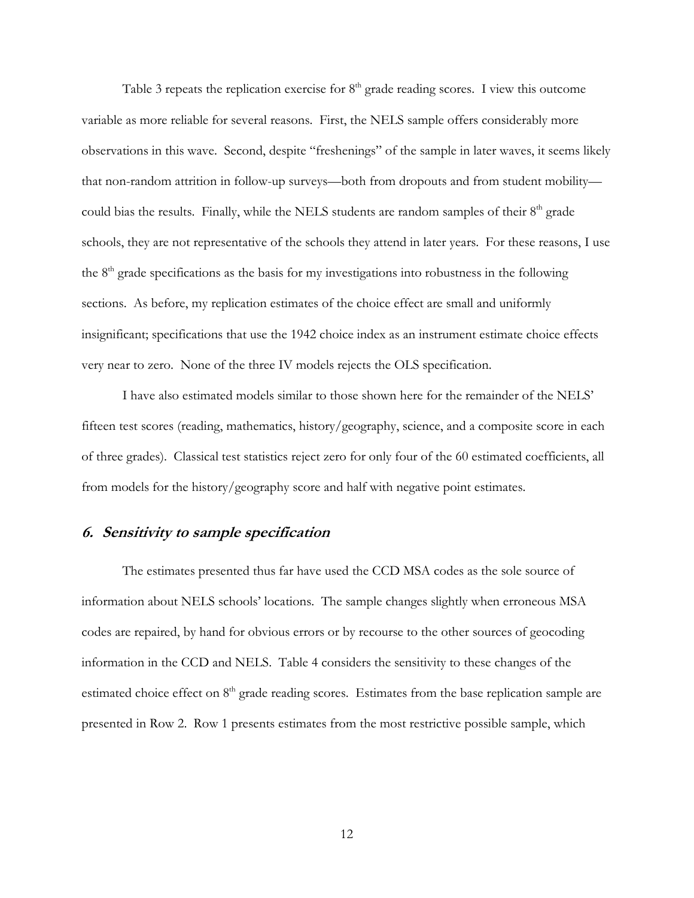Table 3 repeats the replication exercise for 8th grade reading scores. I view this outcome variable as more reliable for several reasons. First, the NELS sample offers considerably more observations in this wave. Second, despite "freshenings" of the sample in later waves, it seems likely that non-random attrition in follow-up surveys—both from dropouts and from student mobility—could bias the results. Finally, while the NELS students are random samples of their 8th grade schools, they are not representative of the schools they attend in later years. For these reasons, I use the 8th grade specifications as the basis for my investigations into robustness in the following sections. As before, my replication estimates of the choice effect are small and uniformly insignificant; specifications that use the 1942 choice index as an instrument estimate choice effects very near to zero. None of the three IV models rejects the OLS specification.

I have also estimated models similar to those shown here for the remainder of the NELS' fifteen test scores (reading, mathematics, history/geography, science, and a composite score in each of three grades). Classical test statistics reject zero for only four of the 60 estimated coefficients, all from models for the history/geography score and half with negative point estimates.

## *6. Sensitivity to sample specification*

The estimates presented thus far have used the CCD MSA codes as the sole source of information about NELS schools' locations. The sample changes slightly when erroneous MSA codes are repaired, by hand for obvious errors or by recourse to the other sources of geocoding information in the CCD and NELS. Table 4 considers the sensitivity to these changes of the estimated choice effect on 8th grade reading scores. Estimates from the base replication sample are presented in Row 2. Row 1 presents estimates from the most restrictive possible sample, which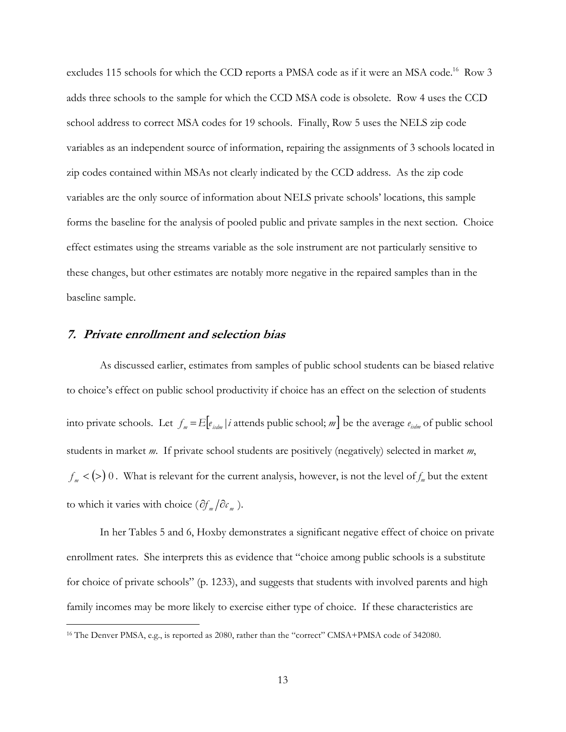excludes 115 schools for which the CCD reports a PMSA code as if it were an MSA code.[16] Row 3 adds three schools to the sample for which the CCD MSA code is obsolete. Row 4 uses the CCD school address to correct MSA codes for 19 schools. Finally, Row 5 uses the NELS zip code variables as an independent source of information, repairing the assignments of 3 schools located in zip codes contained within MSAs not clearly indicated by the CCD address. As the zip code variables are the only source of information about NELS private schools' locations, this sample forms the baseline for the analysis of pooled public and private samples in the next section. Choice effect estimates using the streams variable as the sole instrument are not particularly sensitive to these changes, but other estimates are notably more negative in the repaired samples than in the baseline sample.

## 7. *Private enrollment and selection bias*

As discussed earlier, estimates from samples of public school students can be biased relative to choice's effect on public school productivity if choice has an effect on the selection of students into private schools. Let $f_m = E\left[e_{isdm} \mid i \text{ attends public school; } m\right]$ be the average $e_{isdm}$ of public school students in market *m*. If private school students are positively (negatively) selected in market *m*, $f_m < (>)\ 0$. What is relevant for the current analysis, however, is not the level of $f_m$ but the extent to which it varies with choice ($\partial f_m / \partial c_m$).

In her Tables 5 and 6, Hoxby demonstrates a significant negative effect of choice on private enrollment rates. She interprets this as evidence that "choice among public schools is a substitute for choice of private schools" (p. 1233), and suggests that students with involved parents and high family incomes may be more likely to exercise either type of choice. If these characteristics are

[16] The Denver PMSA, e.g., is reported as 2080, rather than the "correct" CMSA+PMSA code of 342080.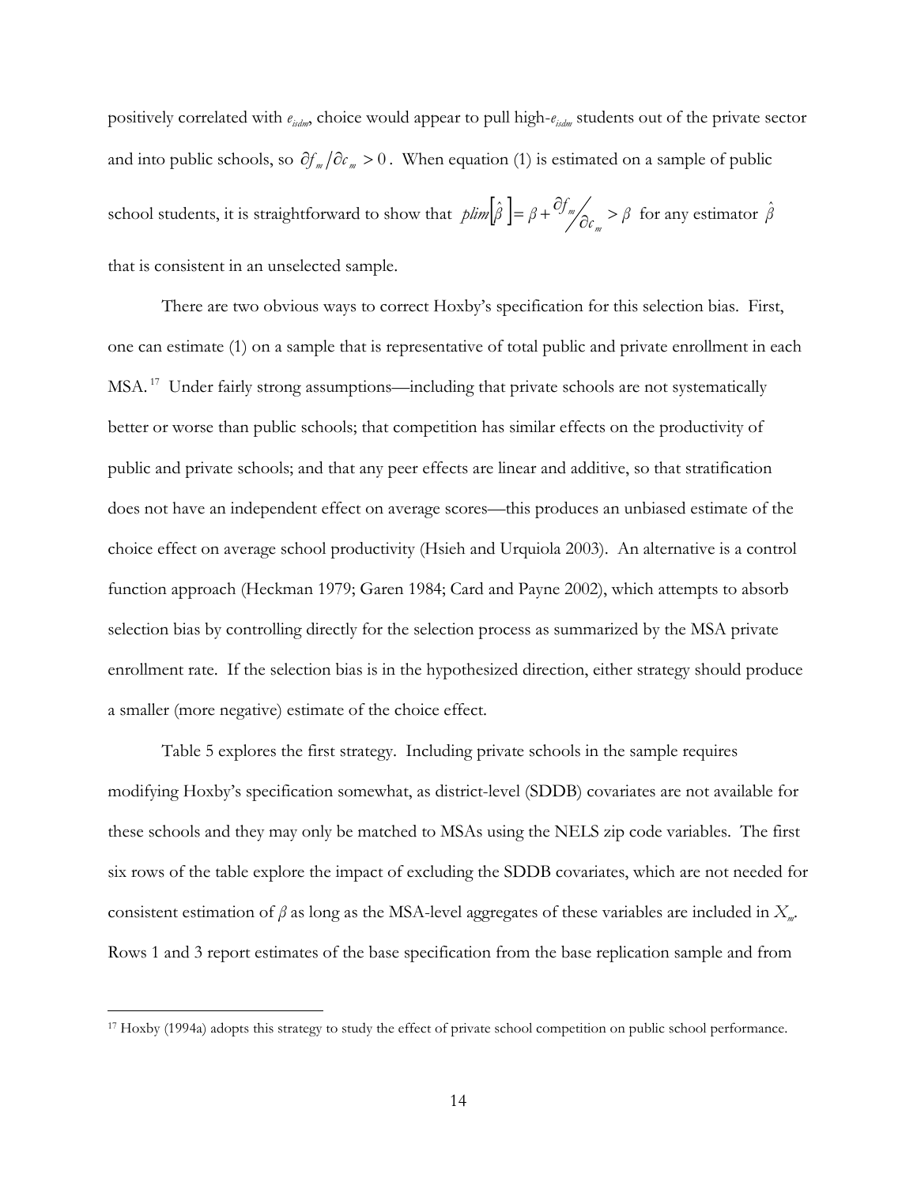positively correlated with $e_{isdm}$, choice would appear to pull high-$e_{isdm}$ students out of the private sector and into public schools, so $\partial f_m / \partial c_m > 0$. When equation (1) is estimated on a sample of public school students, it is straightforward to show that $plim\left[\hat{\beta}\right] = \beta + \partial f_m / \partial c_m > \beta$ for any estimator $\hat{\beta}$ that is consistent in an unselected sample.

There are two obvious ways to correct Hoxby's specification for this selection bias. First, one can estimate (1) on a sample that is representative of total public and private enrollment in each MSA.[17] Under fairly strong assumptions—including that private schools are not systematically better or worse than public schools; that competition has similar effects on the productivity of public and private schools; and that any peer effects are linear and additive, so that stratification does not have an independent effect on average scores—this produces an unbiased estimate of the choice effect on average school productivity (Hsieh and Urquiola 2003). An alternative is a control function approach (Heckman 1979; Garen 1984; Card and Payne 2002), which attempts to absorb selection bias by controlling directly for the selection process as summarized by the MSA private enrollment rate. If the selection bias is in the hypothesized direction, either strategy should produce a smaller (more negative) estimate of the choice effect.

Table 5 explores the first strategy. Including private schools in the sample requires modifying Hoxby's specification somewhat, as district-level (SDDB) covariates are not available for these schools and they may only be matched to MSAs using the NELS zip code variables. The first six rows of the table explore the impact of excluding the SDDB covariates, which are not needed for consistent estimation of $\beta$ as long as the MSA-level aggregates of these variables are included in $X_m$. Rows 1 and 3 report estimates of the base specification from the base replication sample and from

[17] Hoxby (1994a) adopts this strategy to study the effect of private school competition on public school performance.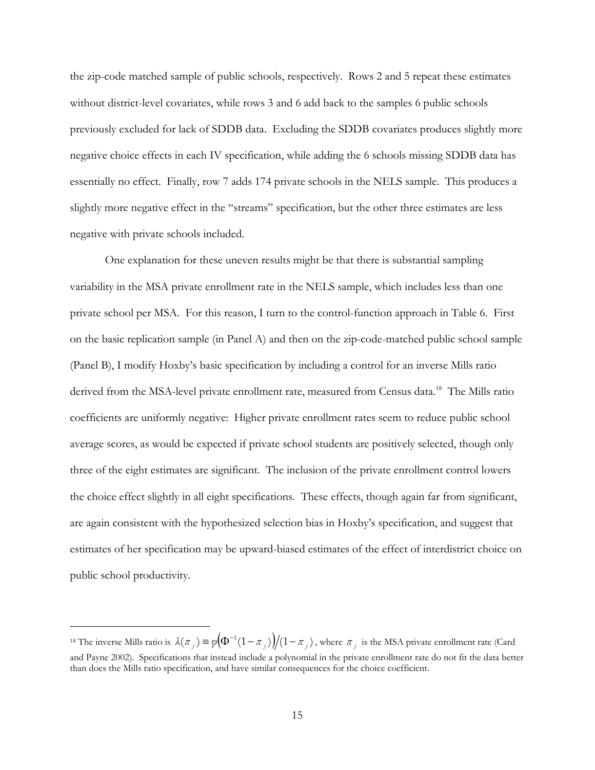the zip-code matched sample of public schools, respectively. Rows 2 and 5 repeat these estimates without district-level covariates, while rows 3 and 6 add back to the samples 6 public schools previously excluded for lack of SDDB data. Excluding the SDDB covariates produces slightly more negative choice effects in each IV specification, while adding the 6 schools missing SDDB data has essentially no effect. Finally, row 7 adds 174 private schools in the NELS sample. This produces a slightly more negative effect in the "streams" specification, but the other three estimates are less negative with private schools included.

One explanation for these uneven results might be that there is substantial sampling variability in the MSA private enrollment rate in the NELS sample, which includes less than one private school per MSA. For this reason, I turn to the control-function approach in Table 6. First on the basic replication sample (in Panel A) and then on the zip-code-matched public school sample (Panel B), I modify Hoxby's basic specification by including a control for an inverse Mills ratio derived from the MSA-level private enrollment rate, measured from Census data.[18] The Mills ratio coefficients are uniformly negative: Higher private enrollment rates seem to reduce public school average scores, as would be expected if private school students are positively selected, though only three of the eight estimates are significant. The inclusion of the private enrollment control lowers the choice effect slightly in all eight specifications. These effects, though again far from significant, are again consistent with the hypothesized selection bias in Hoxby's specification, and suggest that estimates of her specification may be upward-biased estimates of the effect of interdistrict choice on public school productivity.

---

[18] The inverse Mills ratio is $\lambda(\pi_j) \equiv \varphi\left(\Phi^{-1}(1-\pi_j)\right)/(1-\pi_j)$, where $\pi_j$ is the MSA private enrollment rate (Card and Payne 2002). Specifications that instead include a polynomial in the private enrollment rate do not fit the data better than does the Mills ratio specification, and have similar consequences for the choice coefficient.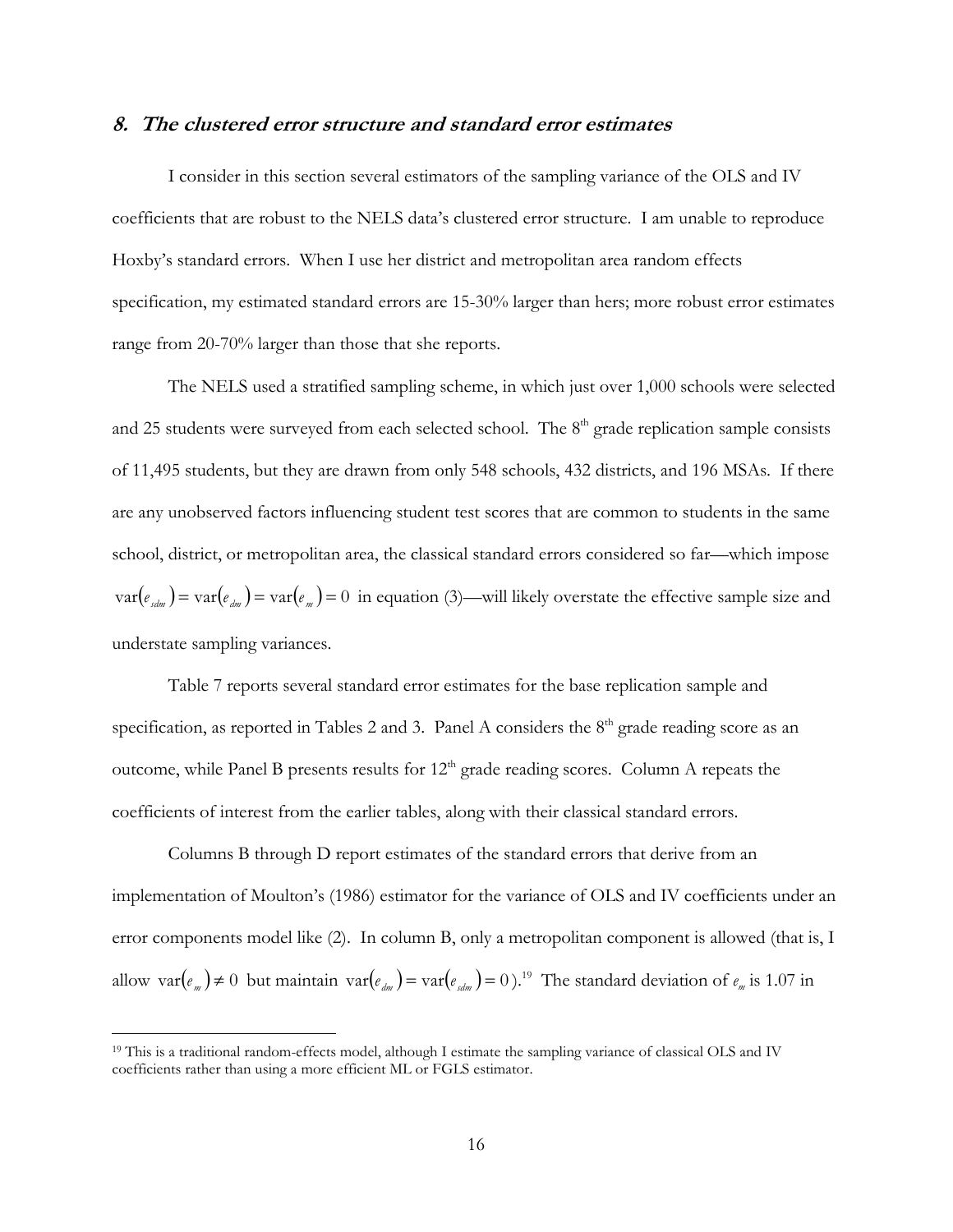## *8. The clustered error structure and standard error estimates*

I consider in this section several estimators of the sampling variance of the OLS and IV coefficients that are robust to the NELS data's clustered error structure. I am unable to reproduce Hoxby's standard errors. When I use her district and metropolitan area random effects specification, my estimated standard errors are 15-30% larger than hers; more robust error estimates range from 20-70% larger than those that she reports.

The NELS used a stratified sampling scheme, in which just over 1,000 schools were selected and 25 students were surveyed from each selected school. The 8[th] grade replication sample consists of 11,495 students, but they are drawn from only 548 schools, 432 districts, and 196 MSAs. If there are any unobserved factors influencing student test scores that are common to students in the same school, district, or metropolitan area, the classical standard errors considered so far—which impose $\mathrm{var}(e_{sdm}) = \mathrm{var}(e_{dm}) = \mathrm{var}(e_m) = 0$ in equation (3)—will likely overstate the effective sample size and understate sampling variances.

Table 7 reports several standard error estimates for the base replication sample and specification, as reported in Tables 2 and 3. Panel A considers the 8[th] grade reading score as an outcome, while Panel B presents results for 12[th] grade reading scores. Column A repeats the coefficients of interest from the earlier tables, along with their classical standard errors.

Columns B through D report estimates of the standard errors that derive from an implementation of Moulton's (1986) estimator for the variance of OLS and IV coefficients under an error components model like (2). In column B, only a metropolitan component is allowed (that is, I allow $\mathrm{var}(e_m) \neq 0$ but maintain $\mathrm{var}(e_{dm}) = \mathrm{var}(e_{sdm}) = 0$).[19] The standard deviation of $e_m$ is 1.07 in

---

[19] This is a traditional random-effects model, although I estimate the sampling variance of classical OLS and IV coefficients rather than using a more efficient ML or FGLS estimator.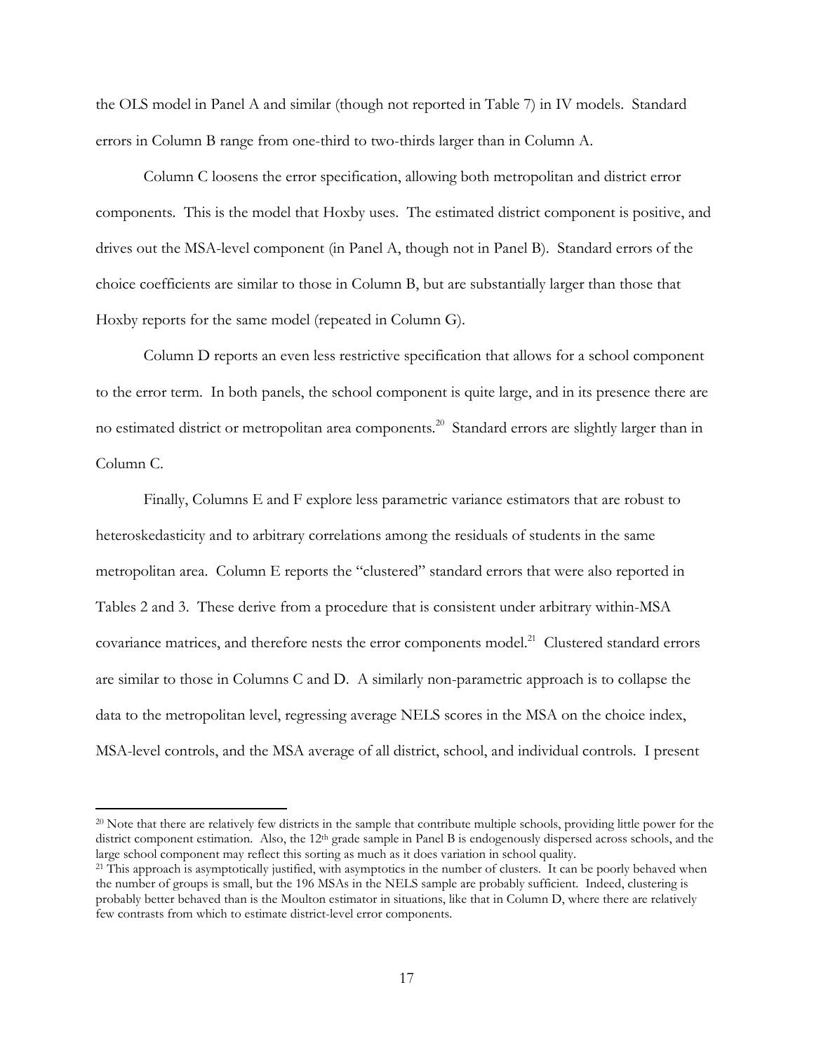the OLS model in Panel A and similar (though not reported in Table 7) in IV models. Standard errors in Column B range from one-third to two-thirds larger than in Column A.

Column C loosens the error specification, allowing both metropolitan and district error components. This is the model that Hoxby uses. The estimated district component is positive, and drives out the MSA-level component (in Panel A, though not in Panel B). Standard errors of the choice coefficients are similar to those in Column B, but are substantially larger than those that Hoxby reports for the same model (repeated in Column G).

Column D reports an even less restrictive specification that allows for a school component to the error term. In both panels, the school component is quite large, and in its presence there are no estimated district or metropolitan area components.[20] Standard errors are slightly larger than in Column C.

Finally, Columns E and F explore less parametric variance estimators that are robust to heteroskedasticity and to arbitrary correlations among the residuals of students in the same metropolitan area. Column E reports the "clustered" standard errors that were also reported in Tables 2 and 3. These derive from a procedure that is consistent under arbitrary within-MSA covariance matrices, and therefore nests the error components model.[21] Clustered standard errors are similar to those in Columns C and D. A similarly non-parametric approach is to collapse the data to the metropolitan level, regressing average NELS scores in the MSA on the choice index, MSA-level controls, and the MSA average of all district, school, and individual controls. I present

---

[20] Note that there are relatively few districts in the sample that contribute multiple schools, providing little power for the district component estimation. Also, the 12th grade sample in Panel B is endogenously dispersed across schools, and the large school component may reflect this sorting as much as it does variation in school quality.

[21] This approach is asymptotically justified, with asymptotics in the number of clusters. It can be poorly behaved when the number of groups is small, but the 196 MSAs in the NELS sample are probably sufficient. Indeed, clustering is probably better behaved than is the Moulton estimator in situations, like that in Column D, where there are relatively few contrasts from which to estimate district-level error components.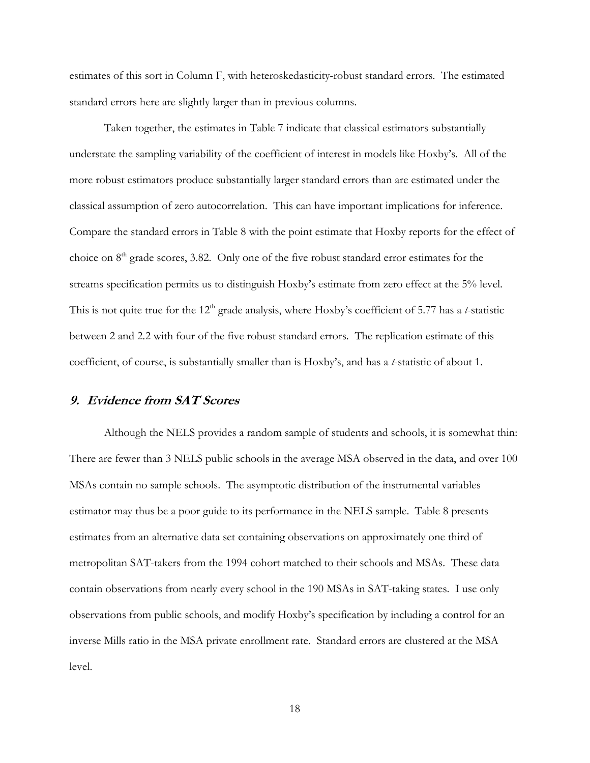estimates of this sort in Column F, with heteroskedasticity-robust standard errors. The estimated standard errors here are slightly larger than in previous columns.

Taken together, the estimates in Table 7 indicate that classical estimators substantially understate the sampling variability of the coefficient of interest in models like Hoxby's. All of the more robust estimators produce substantially larger standard errors than are estimated under the classical assumption of zero autocorrelation. This can have important implications for inference. Compare the standard errors in Table 8 with the point estimate that Hoxby reports for the effect of choice on 8th grade scores, 3.82. Only one of the five robust standard error estimates for the streams specification permits us to distinguish Hoxby's estimate from zero effect at the 5% level. This is not quite true for the 12th grade analysis, where Hoxby's coefficient of 5.77 has a *t*-statistic between 2 and 2.2 with four of the five robust standard errors. The replication estimate of this coefficient, of course, is substantially smaller than is Hoxby's, and has a *t*-statistic of about 1.

## 9. Evidence from SAT Scores

Although the NELS provides a random sample of students and schools, it is somewhat thin: There are fewer than 3 NELS public schools in the average MSA observed in the data, and over 100 MSAs contain no sample schools. The asymptotic distribution of the instrumental variables estimator may thus be a poor guide to its performance in the NELS sample. Table 8 presents estimates from an alternative data set containing observations on approximately one third of metropolitan SAT-takers from the 1994 cohort matched to their schools and MSAs. These data contain observations from nearly every school in the 190 MSAs in SAT-taking states. I use only observations from public schools, and modify Hoxby's specification by including a control for an inverse Mills ratio in the MSA private enrollment rate. Standard errors are clustered at the MSA level.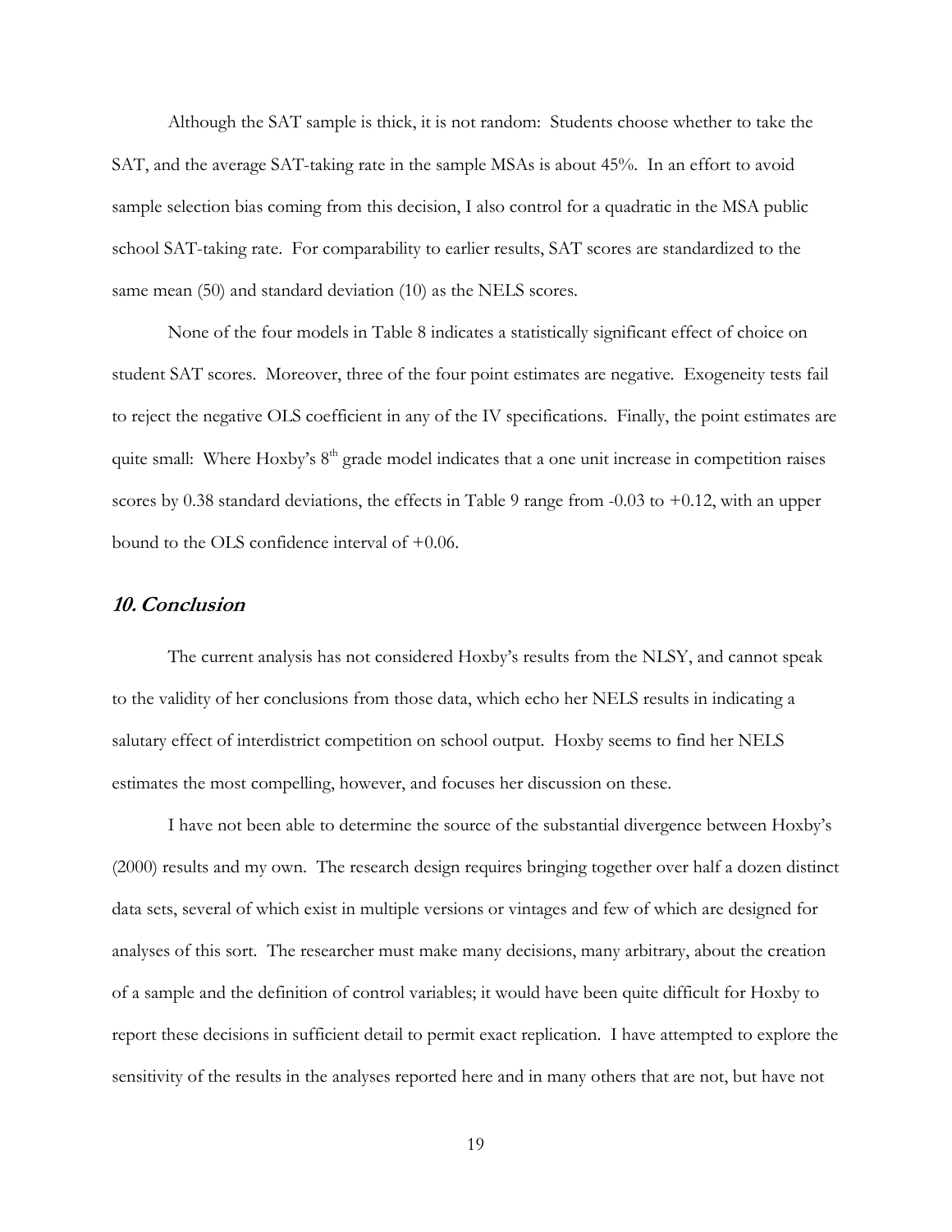Although the SAT sample is thick, it is not random: Students choose whether to take the SAT, and the average SAT-taking rate in the sample MSAs is about 45%. In an effort to avoid sample selection bias coming from this decision, I also control for a quadratic in the MSA public school SAT-taking rate. For comparability to earlier results, SAT scores are standardized to the same mean (50) and standard deviation (10) as the NELS scores.

None of the four models in Table 8 indicates a statistically significant effect of choice on student SAT scores. Moreover, three of the four point estimates are negative. Exogeneity tests fail to reject the negative OLS coefficient in any of the IV specifications. Finally, the point estimates are quite small: Where Hoxby's 8th grade model indicates that a one unit increase in competition raises scores by 0.38 standard deviations, the effects in Table 9 range from -0.03 to +0.12, with an upper bound to the OLS confidence interval of +0.06.

## *10. Conclusion*

The current analysis has not considered Hoxby's results from the NLSY, and cannot speak to the validity of her conclusions from those data, which echo her NELS results in indicating a salutary effect of interdistrict competition on school output. Hoxby seems to find her NELS estimates the most compelling, however, and focuses her discussion on these.

I have not been able to determine the source of the substantial divergence between Hoxby's (2000) results and my own. The research design requires bringing together over half a dozen distinct data sets, several of which exist in multiple versions or vintages and few of which are designed for analyses of this sort. The researcher must make many decisions, many arbitrary, about the creation of a sample and the definition of control variables; it would have been quite difficult for Hoxby to report these decisions in sufficient detail to permit exact replication. I have attempted to explore the sensitivity of the results in the analyses reported here and in many others that are not, but have not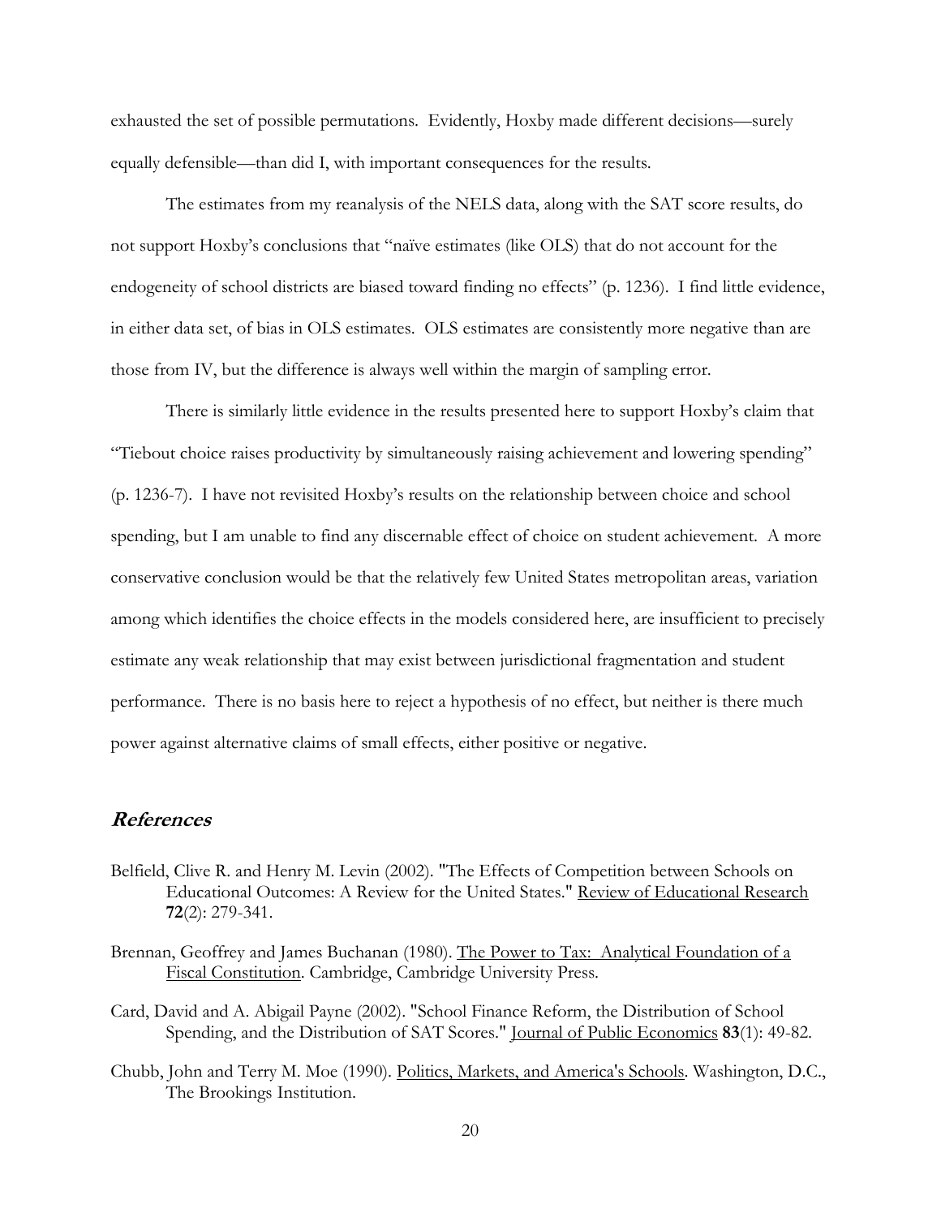exhausted the set of possible permutations. Evidently, Hoxby made different decisions—surely equally defensible—than did I, with important consequences for the results.

The estimates from my reanalysis of the NELS data, along with the SAT score results, do not support Hoxby's conclusions that "naïve estimates (like OLS) that do not account for the endogeneity of school districts are biased toward finding no effects" (p. 1236). I find little evidence, in either data set, of bias in OLS estimates. OLS estimates are consistently more negative than are those from IV, but the difference is always well within the margin of sampling error.

There is similarly little evidence in the results presented here to support Hoxby's claim that "Tiebout choice raises productivity by simultaneously raising achievement and lowering spending" (p. 1236-7). I have not revisited Hoxby's results on the relationship between choice and school spending, but I am unable to find any discernable effect of choice on student achievement. A more conservative conclusion would be that the relatively few United States metropolitan areas, variation among which identifies the choice effects in the models considered here, are insufficient to precisely estimate any weak relationship that may exist between jurisdictional fragmentation and student performance. There is no basis here to reject a hypothesis of no effect, but neither is there much power against alternative claims of small effects, either positive or negative.

## References

Belfield, Clive R. and Henry M. Levin (2002). "The Effects of Competition between Schools on Educational Outcomes: A Review for the United States." Review of Educational Research **72**(2): 279-341.

Brennan, Geoffrey and James Buchanan (1980). The Power to Tax: Analytical Foundation of a Fiscal Constitution. Cambridge, Cambridge University Press.

Card, David and A. Abigail Payne (2002). "School Finance Reform, the Distribution of School Spending, and the Distribution of SAT Scores." Journal of Public Economics **83**(1): 49-82.

Chubb, John and Terry M. Moe (1990). Politics, Markets, and America's Schools. Washington, D.C., The Brookings Institution.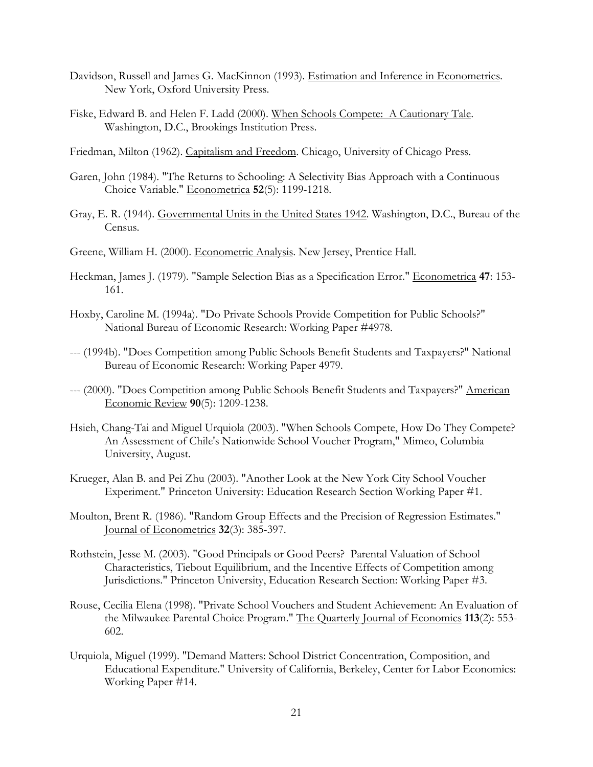Davidson, Russell and James G. MacKinnon (1993). Estimation and Inference in Econometrics. New York, Oxford University Press.

Fiske, Edward B. and Helen F. Ladd (2000). When Schools Compete: A Cautionary Tale. Washington, D.C., Brookings Institution Press.

Friedman, Milton (1962). Capitalism and Freedom. Chicago, University of Chicago Press.

Garen, John (1984). "The Returns to Schooling: A Selectivity Bias Approach with a Continuous Choice Variable." Econometrica **52**(5): 1199-1218.

Gray, E. R. (1944). Governmental Units in the United States 1942. Washington, D.C., Bureau of the Census.

Greene, William H. (2000). Econometric Analysis. New Jersey, Prentice Hall.

Heckman, James J. (1979). "Sample Selection Bias as a Specification Error." Econometrica **47**: 153-161.

Hoxby, Caroline M. (1994a). "Do Private Schools Provide Competition for Public Schools?" National Bureau of Economic Research: Working Paper #4978.

--- (1994b). "Does Competition among Public Schools Benefit Students and Taxpayers?" National Bureau of Economic Research: Working Paper 4979.

--- (2000). "Does Competition among Public Schools Benefit Students and Taxpayers?" American Economic Review **90**(5): 1209-1238.

Hsieh, Chang-Tai and Miguel Urquiola (2003). "When Schools Compete, How Do They Compete? An Assessment of Chile's Nationwide School Voucher Program," Mimeo, Columbia University, August.

Krueger, Alan B. and Pei Zhu (2003). "Another Look at the New York City School Voucher Experiment." Princeton University: Education Research Section Working Paper #1.

Moulton, Brent R. (1986). "Random Group Effects and the Precision of Regression Estimates." Journal of Econometrics **32**(3): 385-397.

Rothstein, Jesse M. (2003). "Good Principals or Good Peers? Parental Valuation of School Characteristics, Tiebout Equilibrium, and the Incentive Effects of Competition among Jurisdictions." Princeton University, Education Research Section: Working Paper #3.

Rouse, Cecilia Elena (1998). "Private School Vouchers and Student Achievement: An Evaluation of the Milwaukee Parental Choice Program." The Quarterly Journal of Economics **113**(2): 553-602.

Urquiola, Miguel (1999). "Demand Matters: School District Concentration, Composition, and Educational Expenditure." University of California, Berkeley, Center for Labor Economics: Working Paper #14.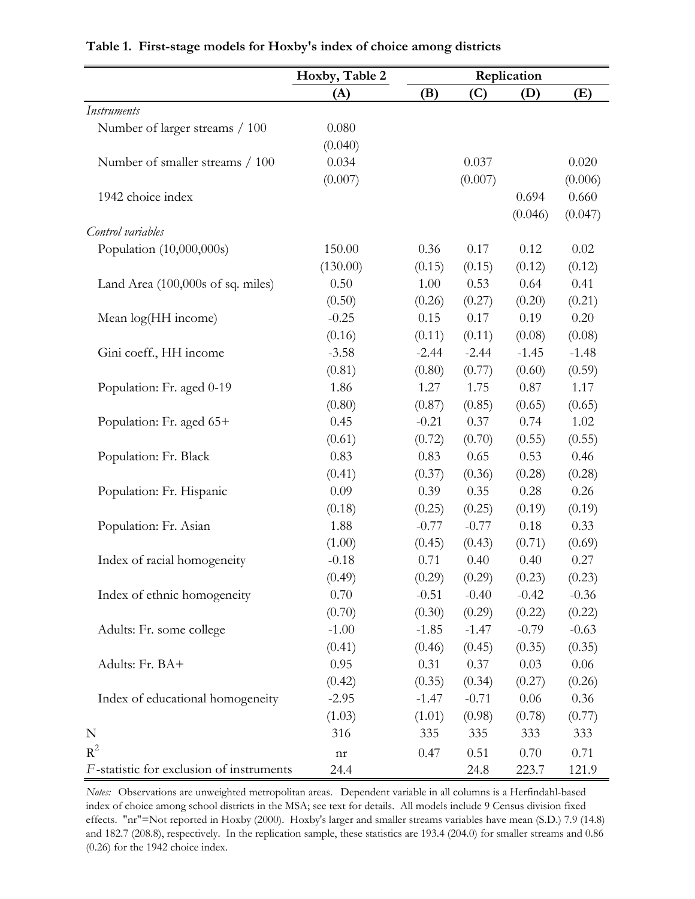**Table 1. First-stage models for Hoxby's index of choice among districts**

| | Hoxby, Table 2 | Replication | | | |
|---|---|---|---|---|---|
| | (A) | (B) | (C) | (D) | (E) |
| *Instruments* | | | | | |
| Number of larger streams / 100 | 0.080 | | | | |
| | (0.040) | | | | |
| Number of smaller streams / 100 | 0.034 | | 0.037 | | 0.020 |
| | (0.007) | | (0.007) | | (0.006) |
| 1942 choice index | | | | 0.694 | 0.660 |
| | | | | (0.046) | (0.047) |
| *Control variables* | | | | | |
| Population (10,000,000s) | 150.00 | 0.36 | 0.17 | 0.12 | 0.02 |
| | (130.00) | (0.15) | (0.15) | (0.12) | (0.12) |
| Land Area (100,000s of sq. miles) | 0.50 | 1.00 | 0.53 | 0.64 | 0.41 |
| | (0.50) | (0.26) | (0.27) | (0.20) | (0.21) |
| Mean log(HH income) | -0.25 | 0.15 | 0.17 | 0.19 | 0.20 |
| | (0.16) | (0.11) | (0.11) | (0.08) | (0.08) |
| Gini coeff., HH income | -3.58 | -2.44 | -2.44 | -1.45 | -1.48 |
| | (0.81) | (0.80) | (0.77) | (0.60) | (0.59) |
| Population: Fr. aged 0-19 | 1.86 | 1.27 | 1.75 | 0.87 | 1.17 |
| | (0.80) | (0.87) | (0.85) | (0.65) | (0.65) |
| Population: Fr. aged 65+ | 0.45 | -0.21 | 0.37 | 0.74 | 1.02 |
| | (0.61) | (0.72) | (0.70) | (0.55) | (0.55) |
| Population: Fr. Black | 0.83 | 0.83 | 0.65 | 0.53 | 0.46 |
| | (0.41) | (0.37) | (0.36) | (0.28) | (0.28) |
| Population: Fr. Hispanic | 0.09 | 0.39 | 0.35 | 0.28 | 0.26 |
| | (0.18) | (0.25) | (0.25) | (0.19) | (0.19) |
| Population: Fr. Asian | 1.88 | -0.77 | -0.77 | 0.18 | 0.33 |
| | (1.00) | (0.45) | (0.43) | (0.71) | (0.69) |
| Index of racial homogeneity | -0.18 | 0.71 | 0.40 | 0.40 | 0.27 |
| | (0.49) | (0.29) | (0.29) | (0.23) | (0.23) |
| Index of ethnic homogeneity | 0.70 | -0.51 | -0.40 | -0.42 | -0.36 |
| | (0.70) | (0.30) | (0.29) | (0.22) | (0.22) |
| Adults: Fr. some college | -1.00 | -1.85 | -1.47 | -0.79 | -0.63 |
| | (0.41) | (0.46) | (0.45) | (0.35) | (0.35) |
| Adults: Fr. BA+ | 0.95 | 0.31 | 0.37 | 0.03 | 0.06 |
| | (0.42) | (0.35) | (0.34) | (0.27) | (0.26) |
| Index of educational homogeneity | -2.95 | -1.47 | -0.71 | 0.06 | 0.36 |
| | (1.03) | (1.01) | (0.98) | (0.78) | (0.77) |
| N | 316 | 335 | 335 | 333 | 333 |
| $R^2$ | nr | 0.47 | 0.51 | 0.70 | 0.71 |
| $F$-statistic for exclusion of instruments | 24.4 | | 24.8 | 223.7 | 121.9 |

*Notes:* Observations are unweighted metropolitan areas. Dependent variable in all columns is a Herfindahl-based index of choice among school districts in the MSA; see text for details. All models include 9 Census division fixed effects. "nr"=Not reported in Hoxby (2000). Hoxby's larger and smaller streams variables have mean (S.D.) 7.9 (14.8) and 182.7 (208.8), respectively. In the replication sample, these statistics are 193.4 (204.0) for smaller streams and 0.86 (0.26) for the 1942 choice index.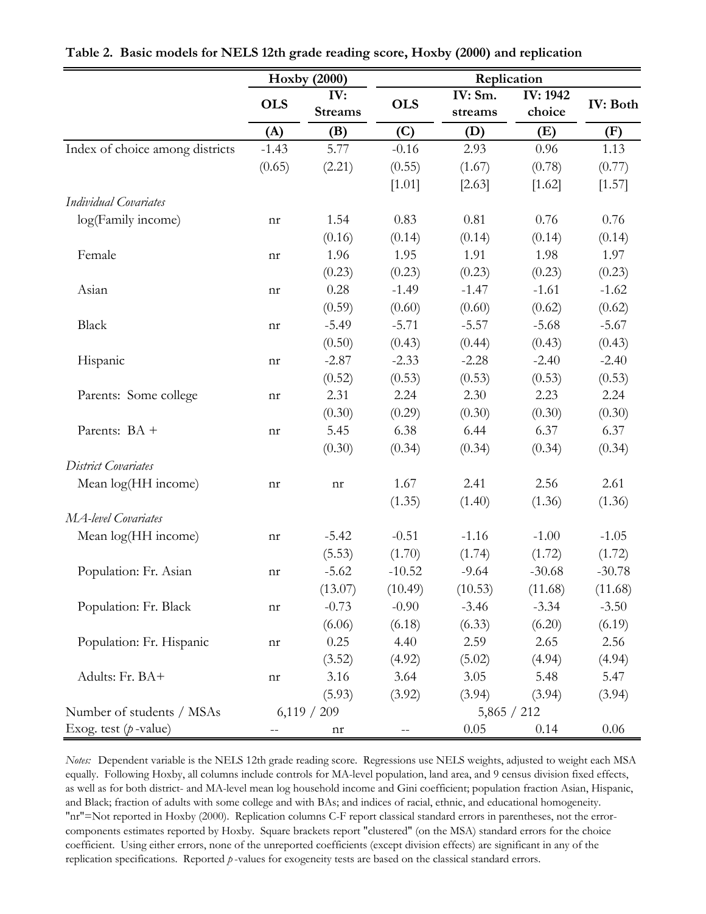**Table 2. Basic models for NELS 12th grade reading score, Hoxby (2000) and replication**

| | Hoxby (2000) | | Replication | | | |
|---|---|---|---|---|---|---|
| | OLS | IV: Streams | OLS | IV: Sm. streams | IV: 1942 choice | IV: Both |
| | (A) | (B) | (C) | (D) | (E) | (F) |
| Index of choice among districts | -1.43 | 5.77 | -0.16 | 2.93 | 0.96 | 1.13 |
| | (0.65) | (2.21) | (0.55) | (1.67) | (0.78) | (0.77) |
| | | | [1.01] | [2.63] | [1.62] | [1.57] |
| *Individual Covariates* | | | | | | |
| log(Family income) | nr | 1.54 | 0.83 | 0.81 | 0.76 | 0.76 |
| | | (0.16) | (0.14) | (0.14) | (0.14) | (0.14) |
| Female | nr | 1.96 | 1.95 | 1.91 | 1.98 | 1.97 |
| | | (0.23) | (0.23) | (0.23) | (0.23) | (0.23) |
| Asian | nr | 0.28 | -1.49 | -1.47 | -1.61 | -1.62 |
| | | (0.59) | (0.60) | (0.60) | (0.62) | (0.62) |
| Black | nr | -5.49 | -5.71 | -5.57 | -5.68 | -5.67 |
| | | (0.50) | (0.43) | (0.44) | (0.43) | (0.43) |
| Hispanic | nr | -2.87 | -2.33 | -2.28 | -2.40 | -2.40 |
| | | (0.52) | (0.53) | (0.53) | (0.53) | (0.53) |
| Parents: Some college | nr | 2.31 | 2.24 | 2.30 | 2.23 | 2.24 |
| | | (0.30) | (0.29) | (0.30) | (0.30) | (0.30) |
| Parents: BA + | nr | 5.45 | 6.38 | 6.44 | 6.37 | 6.37 |
| | | (0.30) | (0.34) | (0.34) | (0.34) | (0.34) |
| *District Covariates* | | | | | | |
| Mean log(HH income) | nr | nr | 1.67 | 2.41 | 2.56 | 2.61 |
| | | | (1.35) | (1.40) | (1.36) | (1.36) |
| *MA-level Covariates* | | | | | | |
| Mean log(HH income) | nr | -5.42 | -0.51 | -1.16 | -1.00 | -1.05 |
| | | (5.53) | (1.70) | (1.74) | (1.72) | (1.72) |
| Population: Fr. Asian | nr | -5.62 | -10.52 | -9.64 | -30.68 | -30.78 |
| | | (13.07) | (10.49) | (10.53) | (11.68) | (11.68) |
| Population: Fr. Black | nr | -0.73 | -0.90 | -3.46 | -3.34 | -3.50 |
| | | (6.06) | (6.18) | (6.33) | (6.20) | (6.19) |
| Population: Fr. Hispanic | nr | 0.25 | 4.40 | 2.59 | 2.65 | 2.56 |
| | | (3.52) | (4.92) | (5.02) | (4.94) | (4.94) |
| Adults: Fr. BA+ | nr | 3.16 | 3.64 | 3.05 | 5.48 | 5.47 |
| | | (5.93) | (3.92) | (3.94) | (3.94) | (3.94) |
| Number of students / MSAs | 6,119 / 209 | | 5,865 / 212 | | | |
| Exog. test ($p$-value) | -- | nr | -- | 0.05 | 0.14 | 0.06 |

*Notes:* Dependent variable is the NELS 12th grade reading score. Regressions use NELS weights, adjusted to weight each MSA equally. Following Hoxby, all columns include controls for MA-level population, land area, and 9 census division fixed effects, as well as for both district- and MA-level mean log household income and Gini coefficient; population fraction Asian, Hispanic, and Black; fraction of adults with some college and with BAs; and indices of racial, ethnic, and educational homogeneity. "nr"=Not reported in Hoxby (2000). Replication columns C-F report classical standard errors in parentheses, not the error-components estimates reported by Hoxby. Square brackets report "clustered" (on the MSA) standard errors for the choice coefficient. Using either errors, none of the unreported coefficients (except division effects) are significant in any of the replication specifications. Reported $p$-values for exogeneity tests are based on the classical standard errors.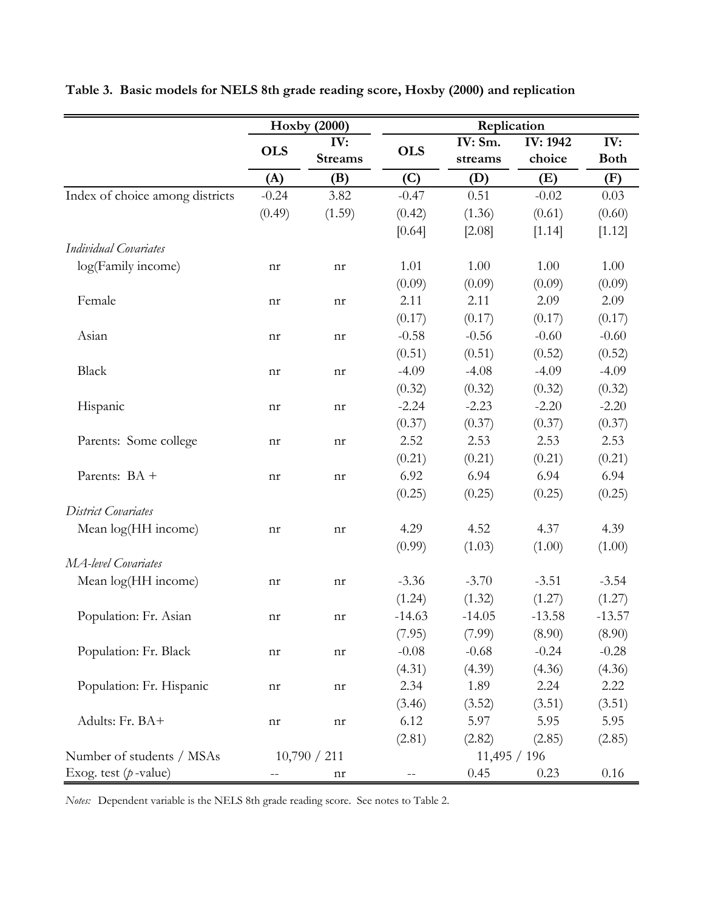**Table 3. Basic models for NELS 8th grade reading score, Hoxby (2000) and replication**

| | Hoxby (2000) | | Replication | | | |
|---|---|---|---|---|---|---|
| | **OLS** | **IV: Streams** | **OLS** | **IV: Sm. streams** | **IV: 1942 choice** | **IV: Both** |
| | **(A)** | **(B)** | **(C)** | **(D)** | **(E)** | **(F)** |
| Index of choice among districts | -0.24 | 3.82 | -0.47 | 0.51 | -0.02 | 0.03 |
| | (0.49) | (1.59) | (0.42) | (1.36) | (0.61) | (0.60) |
| | | | [0.64] | [2.08] | [1.14] | [1.12] |
| *Individual Covariates* | | | | | | |
| log(Family income) | nr | nr | 1.01 | 1.00 | 1.00 | 1.00 |
| | | | (0.09) | (0.09) | (0.09) | (0.09) |
| Female | nr | nr | 2.11 | 2.11 | 2.09 | 2.09 |
| | | | (0.17) | (0.17) | (0.17) | (0.17) |
| Asian | nr | nr | -0.58 | -0.56 | -0.60 | -0.60 |
| | | | (0.51) | (0.51) | (0.52) | (0.52) |
| Black | nr | nr | -4.09 | -4.08 | -4.09 | -4.09 |
| | | | (0.32) | (0.32) | (0.32) | (0.32) |
| Hispanic | nr | nr | -2.24 | -2.23 | -2.20 | -2.20 |
| | | | (0.37) | (0.37) | (0.37) | (0.37) |
| Parents: Some college | nr | nr | 2.52 | 2.53 | 2.53 | 2.53 |
| | | | (0.21) | (0.21) | (0.21) | (0.21) |
| Parents: BA + | nr | nr | 6.92 | 6.94 | 6.94 | 6.94 |
| | | | (0.25) | (0.25) | (0.25) | (0.25) |
| *District Covariates* | | | | | | |
| Mean log(HH income) | nr | nr | 4.29 | 4.52 | 4.37 | 4.39 |
| | | | (0.99) | (1.03) | (1.00) | (1.00) |
| *MA-level Covariates* | | | | | | |
| Mean log(HH income) | nr | nr | -3.36 | -3.70 | -3.51 | -3.54 |
| | | | (1.24) | (1.32) | (1.27) | (1.27) |
| Population: Fr. Asian | nr | nr | -14.63 | -14.05 | -13.58 | -13.57 |
| | | | (7.95) | (7.99) | (8.90) | (8.90) |
| Population: Fr. Black | nr | nr | -0.08 | -0.68 | -0.24 | -0.28 |
| | | | (4.31) | (4.39) | (4.36) | (4.36) |
| Population: Fr. Hispanic | nr | nr | 2.34 | 1.89 | 2.24 | 2.22 |
| | | | (3.46) | (3.52) | (3.51) | (3.51) |
| Adults: Fr. BA+ | nr | nr | 6.12 | 5.97 | 5.95 | 5.95 |
| | | | (2.81) | (2.82) | (2.85) | (2.85) |
| Number of students / MSAs | 10,790 / 211 | | 11,495 / 196 | | | |
| Exog. test (*p*-value) | -- | nr | -- | 0.45 | 0.23 | 0.16 |

*Notes:* Dependent variable is the NELS 8th grade reading score. See notes to Table 2.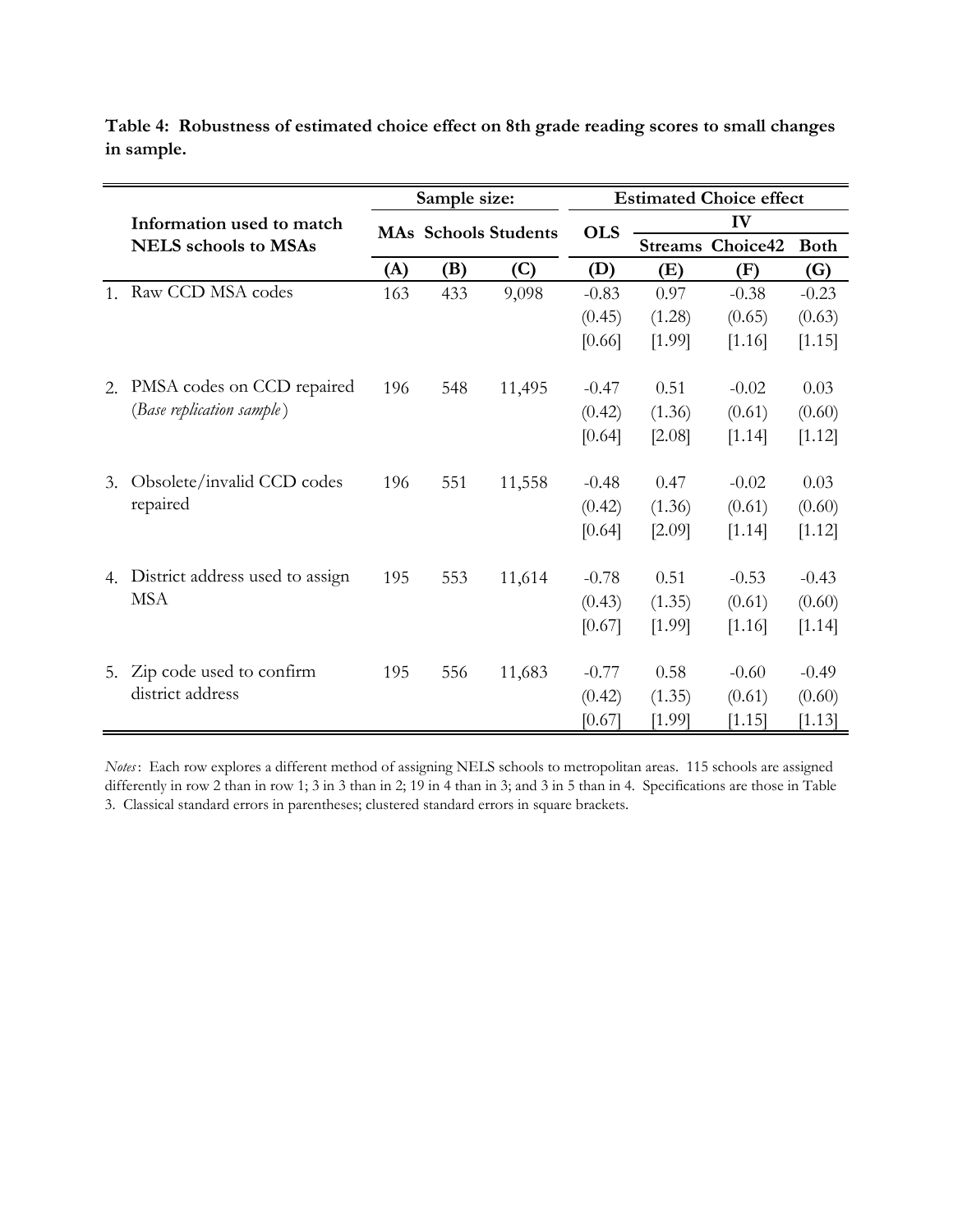**Table 4: Robustness of estimated choice effect on 8th grade reading scores to small changes in sample.**

| | Information used to match NELS schools to MSAs | Sample size: | | | Estimated Choice effect | | | |
|---|---|---|---|---|---|---|---|---|
| | | | | | OLS | IV | | |
| | | MAs | Schools | Students | | Streams | Choice42 | Both |
| | | (A) | (B) | (C) | (D) | (E) | (F) | (G) |
| 1. | Raw CCD MSA codes | 163 | 433 | 9,098 | -0.83 | 0.97 | -0.38 | -0.23 |
| | | | | | (0.45) | (1.28) | (0.65) | (0.63) |
| | | | | | [0.66] | [1.99] | [1.16] | [1.15] |
| 2. | PMSA codes on CCD repaired (*Base replication sample*) | 196 | 548 | 11,495 | -0.47 | 0.51 | -0.02 | 0.03 |
| | | | | | (0.42) | (1.36) | (0.61) | (0.60) |
| | | | | | [0.64] | [2.08] | [1.14] | [1.12] |
| 3. | Obsolete/invalid CCD codes repaired | 196 | 551 | 11,558 | -0.48 | 0.47 | -0.02 | 0.03 |
| | | | | | (0.42) | (1.36) | (0.61) | (0.60) |
| | | | | | [0.64] | [2.09] | [1.14] | [1.12] |
| 4. | District address used to assign MSA | 195 | 553 | 11,614 | -0.78 | 0.51 | -0.53 | -0.43 |
| | | | | | (0.43) | (1.35) | (0.61) | (0.60) |
| | | | | | [0.67] | [1.99] | [1.16] | [1.14] |
| 5. | Zip code used to confirm district address | 195 | 556 | 11,683 | -0.77 | 0.58 | -0.60 | -0.49 |
| | | | | | (0.42) | (1.35) | (0.61) | (0.60) |
| | | | | | [0.67] | [1.99] | [1.15] | [1.13] |

*Notes*: Each row explores a different method of assigning NELS schools to metropolitan areas. 115 schools are assigned differently in row 2 than in row 1; 3 in 3 than in 2; 19 in 4 than in 3; and 3 in 5 than in 4. Specifications are those in Table 3. Classical standard errors in parentheses; clustered standard errors in square brackets.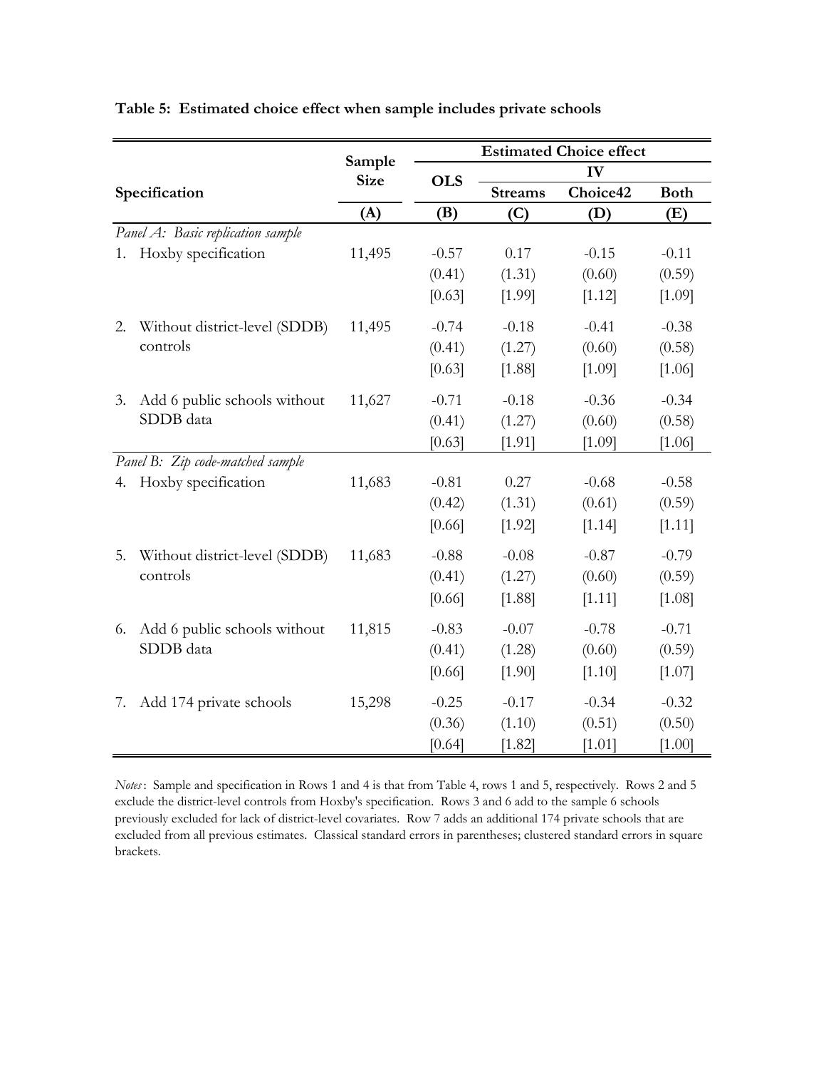**Table 5: Estimated choice effect when sample includes private schools**

| Specification | Sample Size | Estimated Choice effect | | | |
|---|---|---|---|---|---|
| | | OLS | IV | | |
| | | | Streams | Choice42 | Both |
| | (A) | (B) | (C) | (D) | (E) |
| *Panel A: Basic replication sample* | | | | | |
| 1. Hoxby specification | 11,495 | -0.57 | 0.17 | -0.15 | -0.11 |
| | | (0.41) | (1.31) | (0.60) | (0.59) |
| | | [0.63] | [1.99] | [1.12] | [1.09] |
| 2. Without district-level (SDDB) controls | 11,495 | -0.74 | -0.18 | -0.41 | -0.38 |
| | | (0.41) | (1.27) | (0.60) | (0.58) |
| | | [0.63] | [1.88] | [1.09] | [1.06] |
| 3. Add 6 public schools without SDDB data | 11,627 | -0.71 | -0.18 | -0.36 | -0.34 |
| | | (0.41) | (1.27) | (0.60) | (0.58) |
| | | [0.63] | [1.91] | [1.09] | [1.06] |
| *Panel B: Zip code-matched sample* | | | | | |
| 4. Hoxby specification | 11,683 | -0.81 | 0.27 | -0.68 | -0.58 |
| | | (0.42) | (1.31) | (0.61) | (0.59) |
| | | [0.66] | [1.92] | [1.14] | [1.11] |
| 5. Without district-level (SDDB) controls | 11,683 | -0.88 | -0.08 | -0.87 | -0.79 |
| | | (0.41) | (1.27) | (0.60) | (0.59) |
| | | [0.66] | [1.88] | [1.11] | [1.08] |
| 6. Add 6 public schools without SDDB data | 11,815 | -0.83 | -0.07 | -0.78 | -0.71 |
| | | (0.41) | (1.28) | (0.60) | (0.59) |
| | | [0.66] | [1.90] | [1.10] | [1.07] |
| 7. Add 174 private schools | 15,298 | -0.25 | -0.17 | -0.34 | -0.32 |
| | | (0.36) | (1.10) | (0.51) | (0.50) |
| | | [0.64] | [1.82] | [1.01] | [1.00] |

*Notes*: Sample and specification in Rows 1 and 4 is that from Table 4, rows 1 and 5, respectively. Rows 2 and 5 exclude the district-level controls from Hoxby's specification. Rows 3 and 6 add to the sample 6 schools previously excluded for lack of district-level covariates. Row 7 adds an additional 174 private schools that are excluded from all previous estimates. Classical standard errors in parentheses; clustered standard errors in square brackets.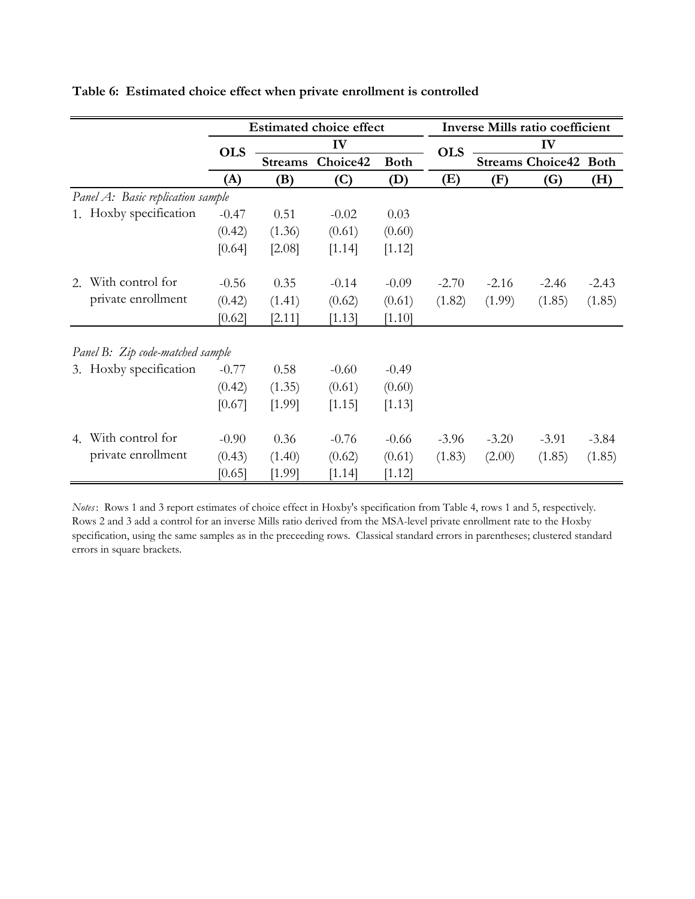**Table 6: Estimated choice effect when private enrollment is controlled**

| | Estimated choice effect | | | | Inverse Mills ratio coefficient | | | |
|---|---|---|---|---|---|---|---|---|
| | OLS | IV | | | OLS | IV | | |
| | | Streams | Choice42 | Both | | Streams | Choice42 | Both |
| | (A) | (B) | (C) | (D) | (E) | (F) | (G) | (H) |
| *Panel A: Basic replication sample* | | | | | | | | |
| 1. Hoxby specification | -0.47 | 0.51 | -0.02 | 0.03 | | | | |
| | (0.42) | (1.36) | (0.61) | (0.60) | | | | |
| | [0.64] | [2.08] | [1.14] | [1.12] | | | | |
| 2. With control for private enrollment | -0.56 | 0.35 | -0.14 | -0.09 | -2.70 | -2.16 | -2.46 | -2.43 |
| | (0.42) | (1.41) | (0.62) | (0.61) | (1.82) | (1.99) | (1.85) | (1.85) |
| | [0.62] | [2.11] | [1.13] | [1.10] | | | | |
| *Panel B: Zip code-matched sample* | | | | | | | | |
| 3. Hoxby specification | -0.77 | 0.58 | -0.60 | -0.49 | | | | |
| | (0.42) | (1.35) | (0.61) | (0.60) | | | | |
| | [0.67] | [1.99] | [1.15] | [1.13] | | | | |
| 4. With control for private enrollment | -0.90 | 0.36 | -0.76 | -0.66 | -3.96 | -3.20 | -3.91 | -3.84 |
| | (0.43) | (1.40) | (0.62) | (0.61) | (1.83) | (2.00) | (1.85) | (1.85) |
| | [0.65] | [1.99] | [1.14] | [1.12] | | | | |

*Notes*: Rows 1 and 3 report estimates of choice effect in Hoxby's specification from Table 4, rows 1 and 5, respectively. Rows 2 and 3 add a control for an inverse Mills ratio derived from the MSA-level private enrollment rate to the Hoxby specification, using the same samples as in the preceeding rows. Classical standard errors in parentheses; clustered standard errors in square brackets.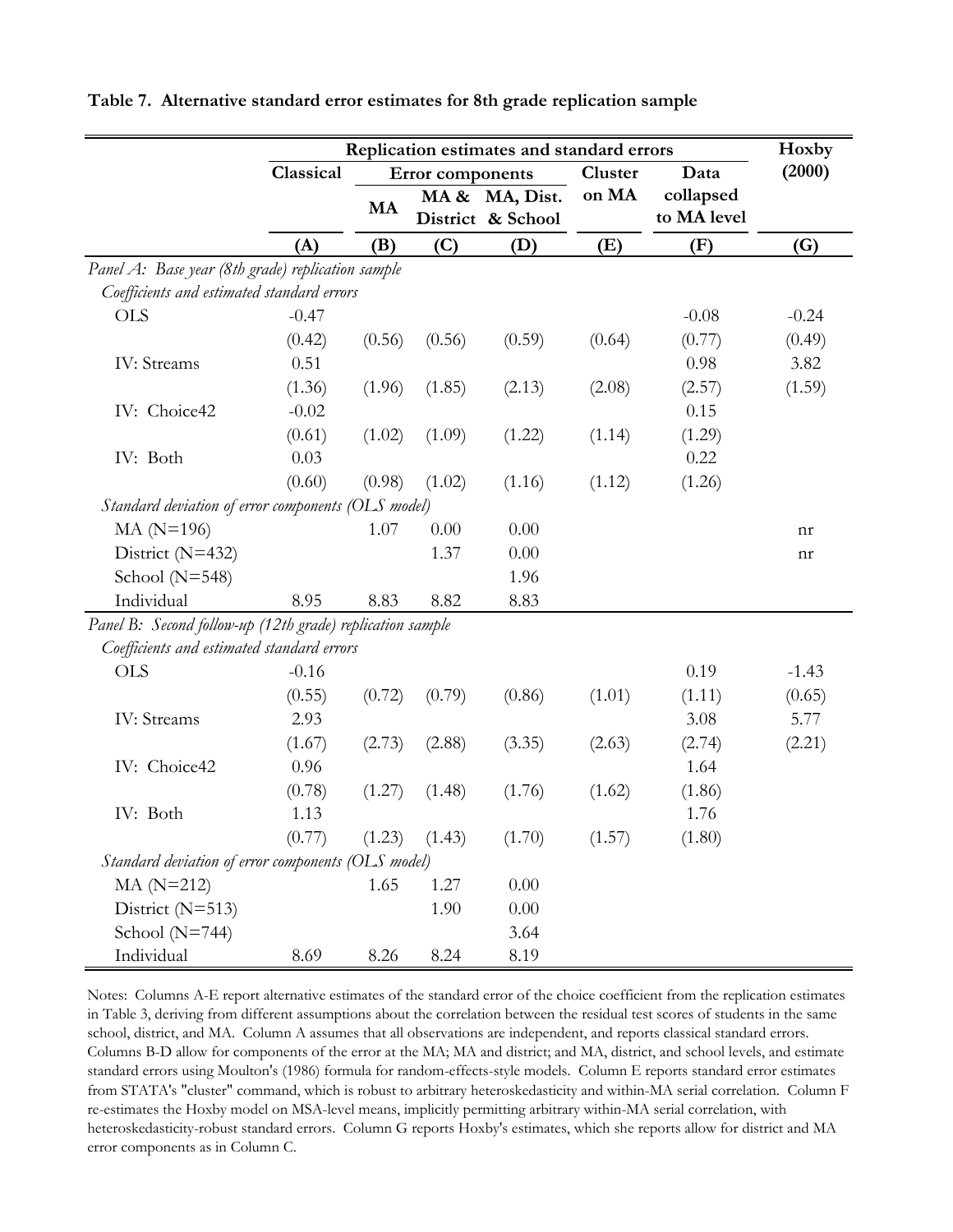**Table 7. Alternative standard error estimates for 8th grade replication sample**

| | Replication estimates and standard errors | | | | | | Hoxby (2000) |
|---|---|---|---|---|---|---|---|
| | Classical | Error components | | | Cluster on MA | Data collapsed to MA level | |
| | | MA | MA & District | MA, Dist. & School | | | |
| | (A) | (B) | (C) | (D) | (E) | (F) | (G) |
| *Panel A: Base year (8th grade) replication sample* | | | | | | | |
| *Coefficients and estimated standard errors* | | | | | | | |
| OLS | -0.47 | | | | | -0.08 | -0.24 |
| | (0.42) | (0.56) | (0.56) | (0.59) | (0.64) | (0.77) | (0.49) |
| IV: Streams | 0.51 | | | | | 0.98 | 3.82 |
| | (1.36) | (1.96) | (1.85) | (2.13) | (2.08) | (2.57) | (1.59) |
| IV: Choice42 | -0.02 | | | | | 0.15 | |
| | (0.61) | (1.02) | (1.09) | (1.22) | (1.14) | (1.29) | |
| IV: Both | 0.03 | | | | | 0.22 | |
| | (0.60) | (0.98) | (1.02) | (1.16) | (1.12) | (1.26) | |
| *Standard deviation of error components (OLS model)* | | | | | | | |
| MA (N=196) | | 1.07 | 0.00 | 0.00 | | | nr |
| District (N=432) | | | 1.37 | 0.00 | | | nr |
| School (N=548) | | | | 1.96 | | | |
| Individual | 8.95 | 8.83 | 8.82 | 8.83 | | | |
| *Panel B: Second follow-up (12th grade) replication sample* | | | | | | | |
| *Coefficients and estimated standard errors* | | | | | | | |
| OLS | -0.16 | | | | | 0.19 | -1.43 |
| | (0.55) | (0.72) | (0.79) | (0.86) | (1.01) | (1.11) | (0.65) |
| IV: Streams | 2.93 | | | | | 3.08 | 5.77 |
| | (1.67) | (2.73) | (2.88) | (3.35) | (2.63) | (2.74) | (2.21) |
| IV: Choice42 | 0.96 | | | | | 1.64 | |
| | (0.78) | (1.27) | (1.48) | (1.76) | (1.62) | (1.86) | |
| IV: Both | 1.13 | | | | | 1.76 | |
| | (0.77) | (1.23) | (1.43) | (1.70) | (1.57) | (1.80) | |
| *Standard deviation of error components (OLS model)* | | | | | | | |
| MA (N=212) | | 1.65 | 1.27 | 0.00 | | | |
| District (N=513) | | | 1.90 | 0.00 | | | |
| School (N=744) | | | | 3.64 | | | |
| Individual | 8.69 | 8.26 | 8.24 | 8.19 | | | |

Notes: Columns A-E report alternative estimates of the standard error of the choice coefficient from the replication estimates in Table 3, deriving from different assumptions about the correlation between the residual test scores of students in the same school, district, and MA. Column A assumes that all observations are independent, and reports classical standard errors. Columns B-D allow for components of the error at the MA; MA and district; and MA, district, and school levels, and estimate standard errors using Moulton's (1986) formula for random-effects-style models. Column E reports standard error estimates from STATA's "cluster" command, which is robust to arbitrary heteroskedasticity and within-MA serial correlation. Column F re-estimates the Hoxby model on MSA-level means, implicitly permitting arbitrary within-MA serial correlation, with heteroskedasticity-robust standard errors. Column G reports Hoxby's estimates, which she reports allow for district and MA error components as in Column C.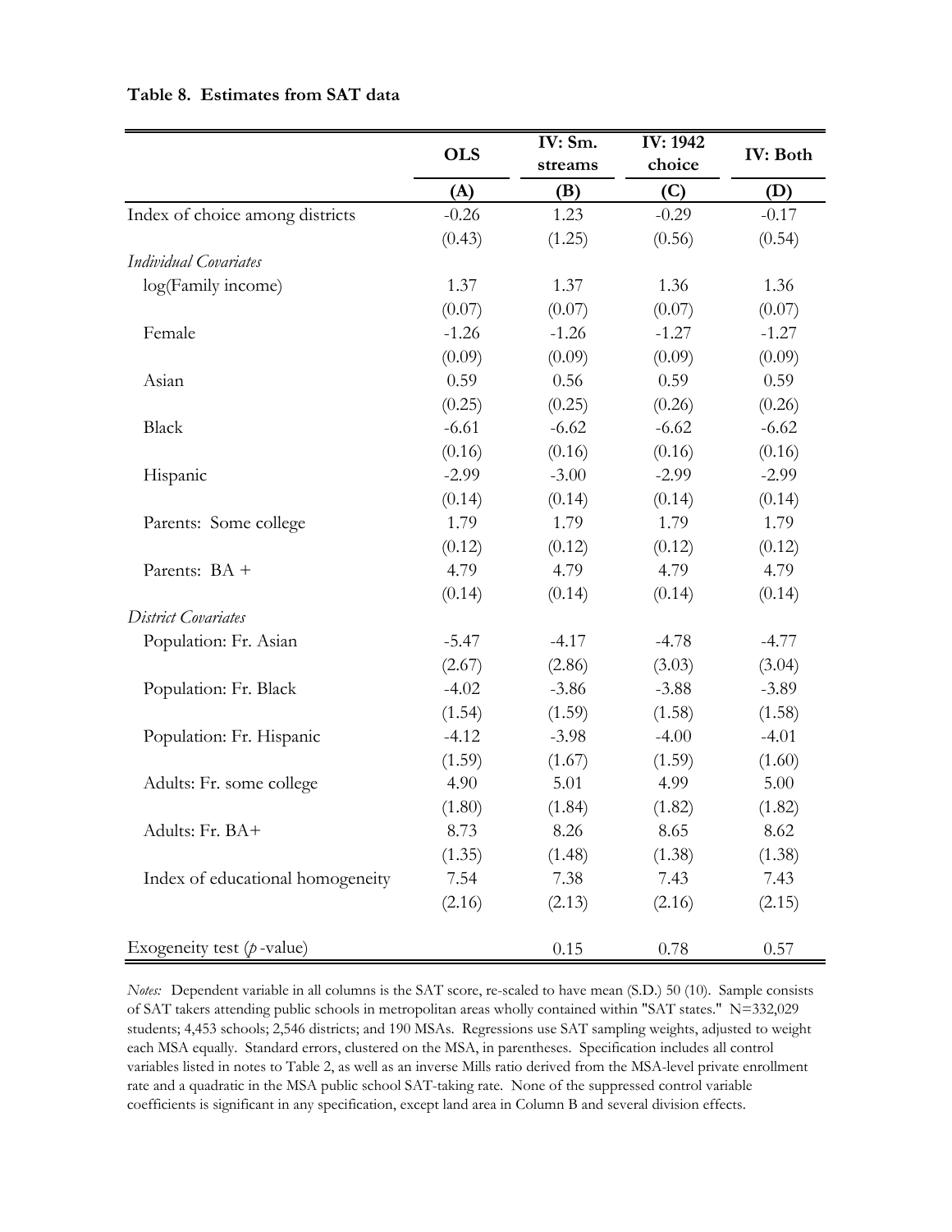**Table 8. Estimates from SAT data**

| | OLS | IV: Sm. streams | IV: 1942 choice | IV: Both |
|---|---|---|---|---|
| | (A) | (B) | (C) | (D) |
| Index of choice among districts | -0.26 | 1.23 | -0.29 | -0.17 |
| | (0.43) | (1.25) | (0.56) | (0.54) |
| *Individual Covariates* | | | | |
| log(Family income) | 1.37 | 1.37 | 1.36 | 1.36 |
| | (0.07) | (0.07) | (0.07) | (0.07) |
| Female | -1.26 | -1.26 | -1.27 | -1.27 |
| | (0.09) | (0.09) | (0.09) | (0.09) |
| Asian | 0.59 | 0.56 | 0.59 | 0.59 |
| | (0.25) | (0.25) | (0.26) | (0.26) |
| Black | -6.61 | -6.62 | -6.62 | -6.62 |
| | (0.16) | (0.16) | (0.16) | (0.16) |
| Hispanic | -2.99 | -3.00 | -2.99 | -2.99 |
| | (0.14) | (0.14) | (0.14) | (0.14) |
| Parents: Some college | 1.79 | 1.79 | 1.79 | 1.79 |
| | (0.12) | (0.12) | (0.12) | (0.12) |
| Parents: BA + | 4.79 | 4.79 | 4.79 | 4.79 |
| | (0.14) | (0.14) | (0.14) | (0.14) |
| *District Covariates* | | | | |
| Population: Fr. Asian | -5.47 | -4.17 | -4.78 | -4.77 |
| | (2.67) | (2.86) | (3.03) | (3.04) |
| Population: Fr. Black | -4.02 | -3.86 | -3.88 | -3.89 |
| | (1.54) | (1.59) | (1.58) | (1.58) |
| Population: Fr. Hispanic | -4.12 | -3.98 | -4.00 | -4.01 |
| | (1.59) | (1.67) | (1.59) | (1.60) |
| Adults: Fr. some college | 4.90 | 5.01 | 4.99 | 5.00 |
| | (1.80) | (1.84) | (1.82) | (1.82) |
| Adults: Fr. BA+ | 8.73 | 8.26 | 8.65 | 8.62 |
| | (1.35) | (1.48) | (1.38) | (1.38) |
| Index of educational homogeneity | 7.54 | 7.38 | 7.43 | 7.43 |
| | (2.16) | (2.13) | (2.16) | (2.15) |
| Exogeneity test (*p*-value) | | 0.15 | 0.78 | 0.57 |

*Notes:* Dependent variable in all columns is the SAT score, re-scaled to have mean (S.D.) 50 (10). Sample consists of SAT takers attending public schools in metropolitan areas wholly contained within "SAT states." N=332,029 students; 4,453 schools; 2,546 districts; and 190 MSAs. Regressions use SAT sampling weights, adjusted to weight each MSA equally. Standard errors, clustered on the MSA, in parentheses. Specification includes all control variables listed in notes to Table 2, as well as an inverse Mills ratio derived from the MSA-level private enrollment rate and a quadratic in the MSA public school SAT-taking rate. None of the suppressed control variable coefficients is significant in any specification, except land area in Column B and several division effects.